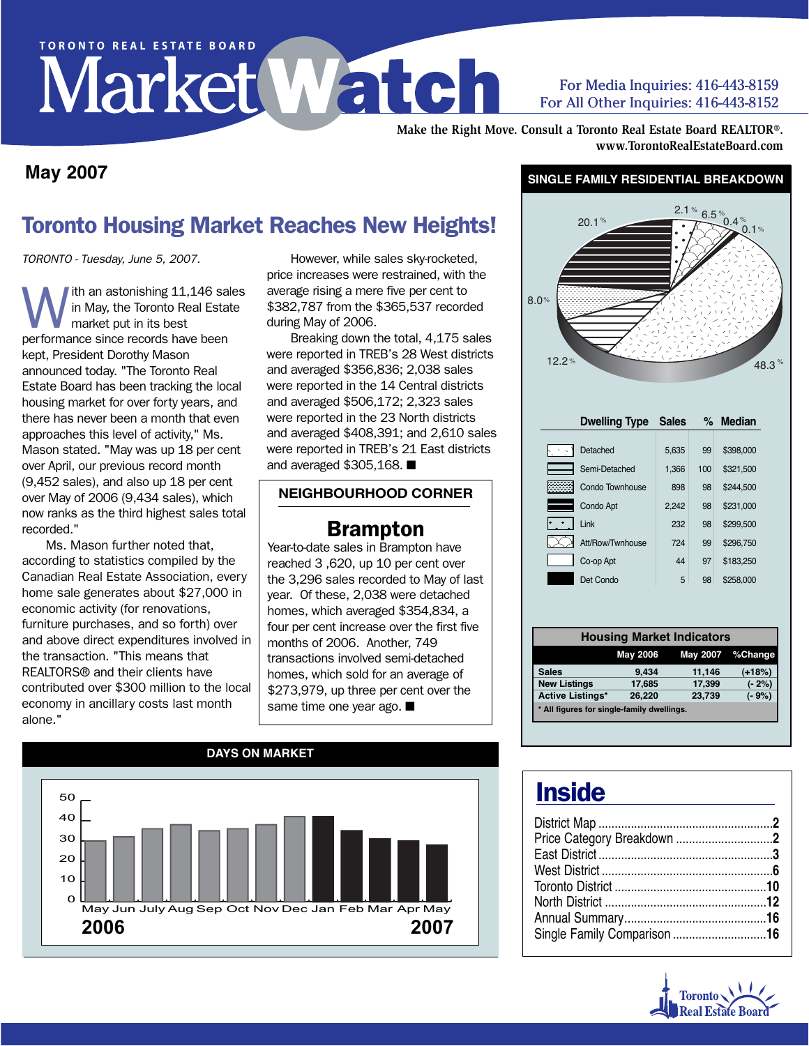TORONTO REAL ESTATE BOARD

# MarketWatch

For Media Inquiries: 416-443-8159
For All Other Inquiries: 416-443-8152

Make the Right Move. Consult a Toronto Real Estate Board REALTOR®.
www.TorontoRealEstateBoard.com

## May 2007

## Toronto Housing Market Reaches New Heights!

*TORONTO - Tuesday, June 5, 2007.*

With an astonishing 11,146 sales in May, the Toronto Real Estate market put in its best performance since records have been kept, President Dorothy Mason announced today. "The Toronto Real Estate Board has been tracking the local housing market for over forty years, and there has never been a month that even approaches this level of activity," Ms. Mason stated. "May was up 18 per cent over April, our previous record month (9,452 sales), and also up 18 per cent over May of 2006 (9,434 sales), which now ranks as the third highest sales total recorded."

Ms. Mason further noted that, according to statistics compiled by the Canadian Real Estate Association, every home sale generates about $27,000 in economic activity (for renovations, furniture purchases, and so forth) over and above direct expenditures involved in the transaction. "This means that REALTORS® and their clients have contributed over $300 million to the local economy in ancillary costs last month alone."

However, while sales sky-rocketed, price increases were restrained, with the average rising a mere five per cent to $382,787 from the $365,537 recorded during May of 2006.

Breaking down the total, 4,175 sales were reported in TREB's 28 West districts and averaged $356,836; 2,038 sales were reported in the 14 Central districts and averaged $506,172; 2,323 sales were reported in the 23 North districts and averaged $408,391; and 2,610 sales were reported in TREB's 21 East districts and averaged $305,168. ■

### NEIGHBOURHOOD CORNER

### Brampton

Year-to-date sales in Brampton have reached 3 ,620, up 10 per cent over the 3,296 sales recorded to May of last year. Of these, 2,038 were detached homes, which averaged $354,834, a four per cent increase over the first five months of 2006. Another, 749 transactions involved semi-detached homes, which sold for an average of $273,979, up three per cent over the same time one year ago. ■

### SINGLE FAMILY RESIDENTIAL BREAKDOWN

Pie chart: 48.3%, 12.2%, 8.0%, 20.1%, 2.1%, 6.5%, 0.4%, 0.1%

| Dwelling Type | Sales | % | Median |
|---|---|---|---|
| Detached | 5,635 | 99 | $398,000 |
| Semi-Detached | 1,366 | 100 | $321,500 |
| Condo Townhouse | 898 | 98 | $244,500 |
| Condo Apt | 2,242 | 98 | $231,000 |
| Link | 232 | 98 | $299,500 |
| Att/Row/Twnhouse | 724 | 99 | $296,750 |
| Co-op Apt | 44 | 97 | $183,250 |
| Det Condo | 5 | 98 | $258,000 |

### Housing Market Indicators

| | May 2006 | May 2007 | %Change |
|---|---|---|---|
| Sales | 9,434 | 11,146 | (+18%) |
| New Listings | 17,685 | 17,399 | (- 2%) |
| Active Listings* | 26,220 | 23,739 | (- 9%) |

\* All figures for single-family dwellings.

### DAYS ON MARKET

Bar chart, May 2006 – May 2007 (y-axis 0–50): May, Jun, July, Aug, Sep, Oct, Nov, Dec, Jan, Feb, Mar, Apr, May

2006 — 2007

## Inside

- District Map .......... 2
- Price Category Breakdown .......... 2
- East District .......... 3
- West District .......... 6
- Toronto District .......... 10
- North District .......... 12
- Annual Summary .......... 16
- Single Family Comparison .......... 16

Toronto Real Estate Board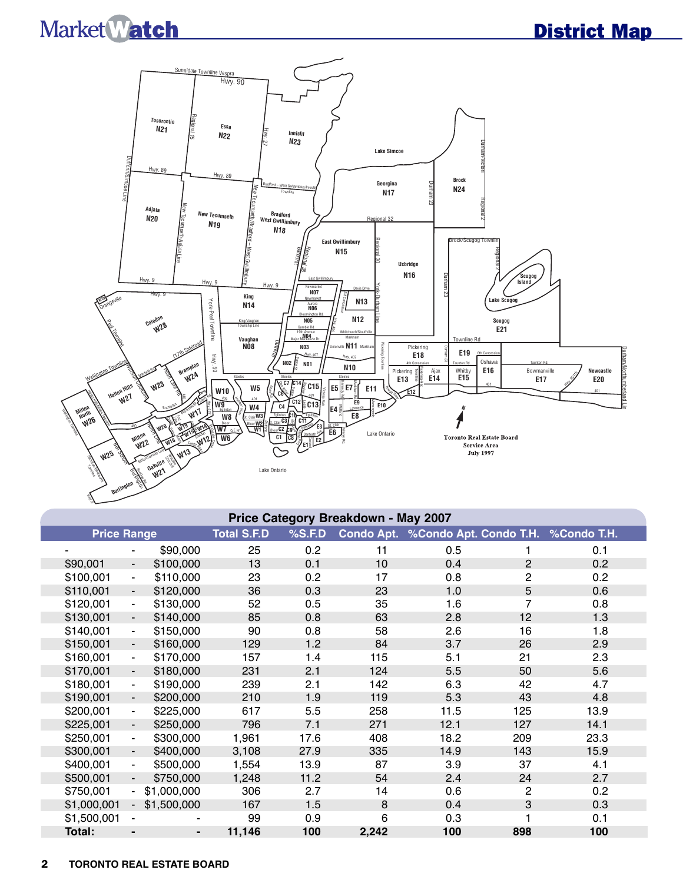## District Map

Toronto Real Estate Board Service Area July 1997

### Price Category Breakdown - May 2007

| Price Range | | | Total S.F.D | %S.F.D | Condo Apt. | %Condo Apt. | Condo T.H. | %Condo T.H. |
|---|---|---|---|---|---|---|---|---|
| - | - | $90,000 | 25 | 0.2 | 11 | 0.5 | 1 | 0.1 |
| $90,001 | - | $100,000 | 13 | 0.1 | 10 | 0.4 | 2 | 0.2 |
| $100,001 | - | $110,000 | 23 | 0.2 | 17 | 0.8 | 2 | 0.2 |
| $110,001 | - | $120,000 | 36 | 0.3 | 23 | 1.0 | 5 | 0.6 |
| $120,001 | - | $130,000 | 52 | 0.5 | 35 | 1.6 | 7 | 0.8 |
| $130,001 | - | $140,000 | 85 | 0.8 | 63 | 2.8 | 12 | 1.3 |
| $140,001 | - | $150,000 | 90 | 0.8 | 58 | 2.6 | 16 | 1.8 |
| $150,001 | - | $160,000 | 129 | 1.2 | 84 | 3.7 | 26 | 2.9 |
| $160,001 | - | $170,000 | 157 | 1.4 | 115 | 5.1 | 21 | 2.3 |
| $170,001 | - | $180,000 | 231 | 2.1 | 124 | 5.5 | 50 | 5.6 |
| $180,001 | - | $190,000 | 239 | 2.1 | 142 | 6.3 | 42 | 4.7 |
| $190,001 | - | $200,000 | 210 | 1.9 | 119 | 5.3 | 43 | 4.8 |
| $200,001 | - | $225,000 | 617 | 5.5 | 258 | 11.5 | 125 | 13.9 |
| $225,001 | - | $250,000 | 796 | 7.1 | 271 | 12.1 | 127 | 14.1 |
| $250,001 | - | $300,000 | 1,961 | 17.6 | 408 | 18.2 | 209 | 23.3 |
| $300,001 | - | $400,000 | 3,108 | 27.9 | 335 | 14.9 | 143 | 15.9 |
| $400,001 | - | $500,000 | 1,554 | 13.9 | 87 | 3.9 | 37 | 4.1 |
| $500,001 | - | $750,000 | 1,248 | 11.2 | 54 | 2.4 | 24 | 2.7 |
| $750,001 | - | $1,000,000 | 306 | 2.7 | 14 | 0.6 | 2 | 0.2 |
| $1,000,001 | - | $1,500,000 | 167 | 1.5 | 8 | 0.4 | 3 | 0.3 |
| $1,500,001 | - | - | 99 | 0.9 | 6 | 0.3 | 1 | 0.1 |
| **Total:** | **-** | **-** | **11,146** | **100** | **2,242** | **100** | **898** | **100** |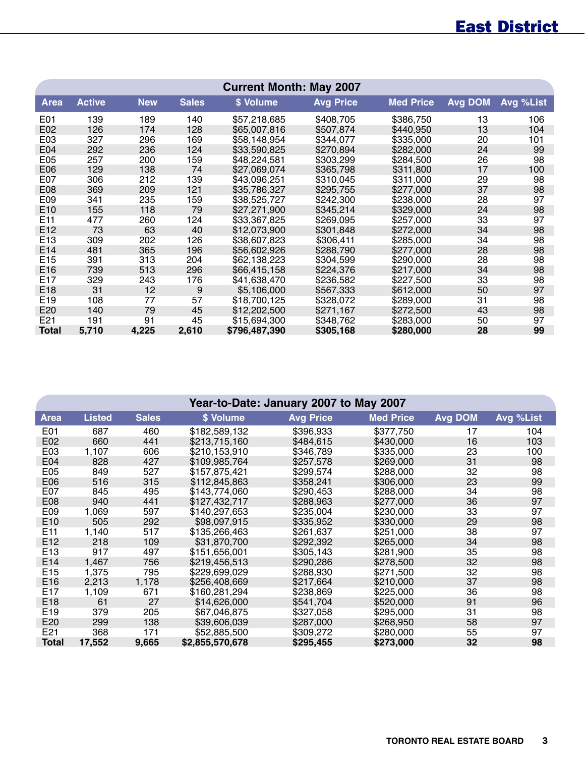# East District

| Current Month: May 2007 | | | | | | | | |
|---|---|---|---|---|---|---|---|---|
| Area | Active | New | Sales | $ Volume | Avg Price | Med Price | Avg DOM | Avg %List |
| E01 | 139 | 189 | 140 | $57,218,685 | $408,705 | $386,750 | 13 | 106 |
| E02 | 126 | 174 | 128 | $65,007,816 | $507,874 | $440,950 | 13 | 104 |
| E03 | 327 | 296 | 169 | $58,148,954 | $344,077 | $335,000 | 20 | 101 |
| E04 | 292 | 236 | 124 | $33,590,825 | $270,894 | $282,000 | 24 | 99 |
| E05 | 257 | 200 | 159 | $48,224,581 | $303,299 | $284,500 | 26 | 98 |
| E06 | 129 | 138 | 74 | $27,069,074 | $365,798 | $311,800 | 17 | 100 |
| E07 | 306 | 212 | 139 | $43,096,251 | $310,045 | $311,000 | 29 | 98 |
| E08 | 369 | 209 | 121 | $35,786,327 | $295,755 | $277,000 | 37 | 98 |
| E09 | 341 | 235 | 159 | $38,525,727 | $242,300 | $238,000 | 28 | 97 |
| E10 | 155 | 118 | 79 | $27,271,900 | $345,214 | $329,000 | 24 | 98 |
| E11 | 477 | 260 | 124 | $33,367,825 | $269,095 | $257,000 | 33 | 97 |
| E12 | 73 | 63 | 40 | $12,073,900 | $301,848 | $272,000 | 34 | 98 |
| E13 | 309 | 202 | 126 | $38,607,823 | $306,411 | $285,000 | 34 | 98 |
| E14 | 481 | 365 | 196 | $56,602,926 | $288,790 | $277,000 | 28 | 98 |
| E15 | 391 | 313 | 204 | $62,138,223 | $304,599 | $290,000 | 28 | 98 |
| E16 | 739 | 513 | 296 | $66,415,158 | $224,376 | $217,000 | 34 | 98 |
| E17 | 329 | 243 | 176 | $41,638,470 | $236,582 | $227,500 | 33 | 98 |
| E18 | 31 | 12 | 9 | $5,106,000 | $567,333 | $612,000 | 50 | 97 |
| E19 | 108 | 77 | 57 | $18,700,125 | $328,072 | $289,000 | 31 | 98 |
| E20 | 140 | 79 | 45 | $12,202,500 | $271,167 | $272,500 | 43 | 98 |
| E21 | 191 | 91 | 45 | $15,694,300 | $348,762 | $283,000 | 50 | 97 |
| **Total** | **5,710** | **4,225** | **2,610** | **$796,487,390** | **$305,168** | **$280,000** | **28** | **99** |

| Year-to-Date: January 2007 to May 2007 | | | | | | | |
|---|---|---|---|---|---|---|---|
| Area | Listed | Sales | $ Volume | Avg Price | Med Price | Avg DOM | Avg %List |
| E01 | 687 | 460 | $182,589,132 | $396,933 | $377,750 | 17 | 104 |
| E02 | 660 | 441 | $213,715,160 | $484,615 | $430,000 | 16 | 103 |
| E03 | 1,107 | 606 | $210,153,910 | $346,789 | $335,000 | 23 | 100 |
| E04 | 828 | 427 | $109,985,764 | $257,578 | $269,000 | 31 | 98 |
| E05 | 849 | 527 | $157,875,421 | $299,574 | $288,000 | 32 | 98 |
| E06 | 516 | 315 | $112,845,863 | $358,241 | $306,000 | 23 | 99 |
| E07 | 845 | 495 | $143,774,060 | $290,453 | $288,000 | 34 | 98 |
| E08 | 940 | 441 | $127,432,717 | $288,963 | $277,000 | 36 | 97 |
| E09 | 1,069 | 597 | $140,297,653 | $235,004 | $230,000 | 33 | 97 |
| E10 | 505 | 292 | $98,097,915 | $335,952 | $330,000 | 29 | 98 |
| E11 | 1,140 | 517 | $135,266,463 | $261,637 | $251,000 | 38 | 97 |
| E12 | 218 | 109 | $31,870,700 | $292,392 | $265,000 | 34 | 98 |
| E13 | 917 | 497 | $151,656,001 | $305,143 | $281,900 | 35 | 98 |
| E14 | 1,467 | 756 | $219,456,513 | $290,286 | $278,500 | 32 | 98 |
| E15 | 1,375 | 795 | $229,699,029 | $288,930 | $271,500 | 32 | 98 |
| E16 | 2,213 | 1,178 | $256,408,669 | $217,664 | $210,000 | 37 | 98 |
| E17 | 1,109 | 671 | $160,281,294 | $238,869 | $225,000 | 36 | 98 |
| E18 | 61 | 27 | $14,626,000 | $541,704 | $520,000 | 91 | 96 |
| E19 | 379 | 205 | $67,046,875 | $327,058 | $295,000 | 31 | 98 |
| E20 | 299 | 138 | $39,606,039 | $287,000 | $268,950 | 58 | 97 |
| E21 | 368 | 171 | $52,885,500 | $309,272 | $280,000 | 55 | 97 |
| **Total** | **17,552** | **9,665** | **$2,855,570,678** | **$295,455** | **$273,000** | **32** | **98** |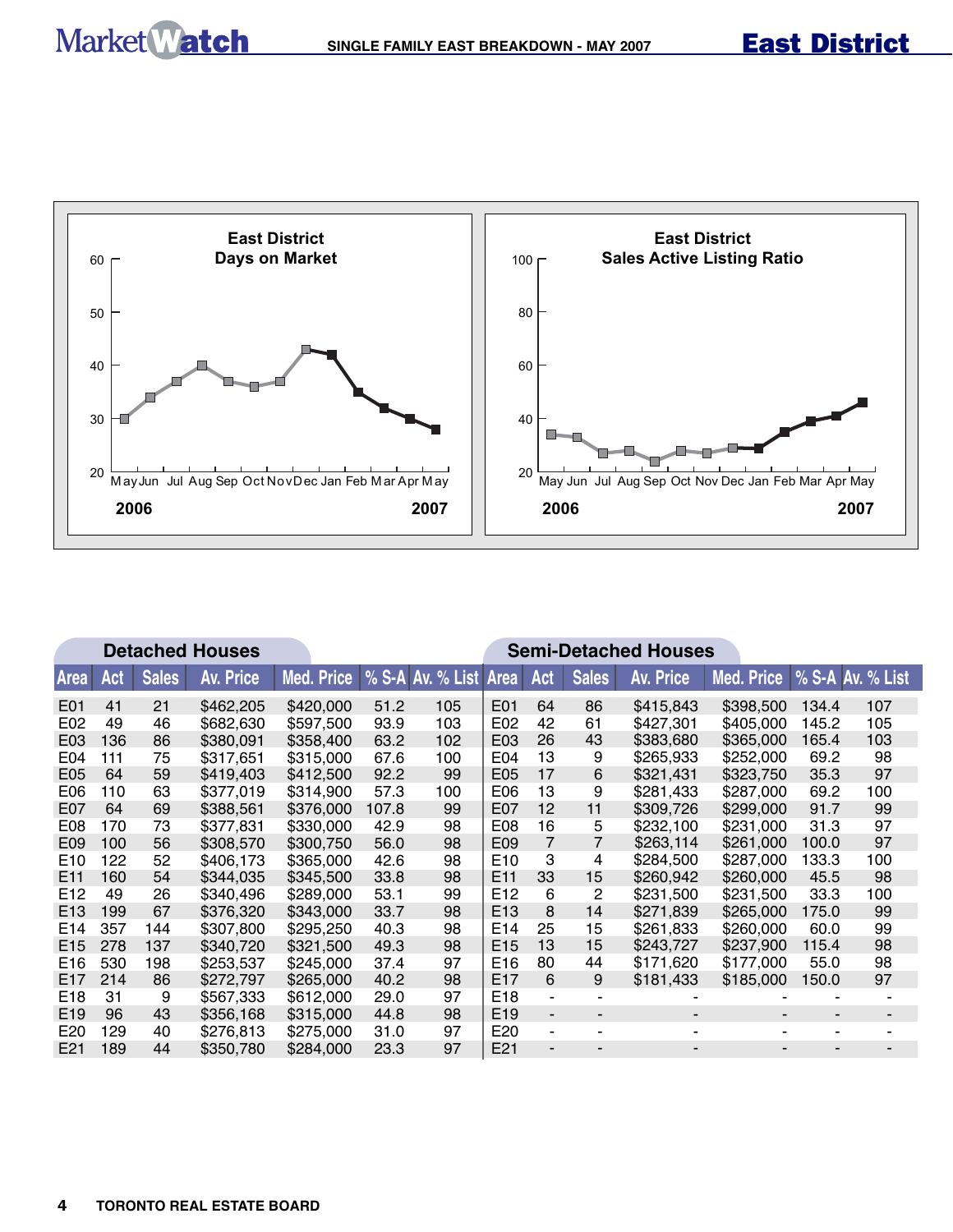# SINGLE FAMILY EAST BREAKDOWN - MAY 2007

## East District

East District
Days on Market

60
50
40
30
20

May Jun Jul Aug Sep Oct Nov Dec Jan Feb Mar Apr May

2006 2007

East District
Sales Active Listing Ratio

100
80
60
40
20

May Jun Jul Aug Sep Oct Nov Dec Jan Feb Mar Apr May

2006 2007

### Detached Houses

| Area | Act | Sales | Av. Price | Med. Price | % S-A | Av. % List |
|---|---|---|---|---|---|---|
| E01 | 41 | 21 | $462,205 | $420,000 | 51.2 | 105 |
| E02 | 49 | 46 | $682,630 | $597,500 | 93.9 | 103 |
| E03 | 136 | 86 | $380,091 | $358,400 | 63.2 | 102 |
| E04 | 111 | 75 | $317,651 | $315,000 | 67.6 | 100 |
| E05 | 64 | 59 | $419,403 | $412,500 | 92.2 | 99 |
| E06 | 110 | 63 | $377,019 | $314,900 | 57.3 | 100 |
| E07 | 64 | 69 | $388,561 | $376,000 | 107.8 | 99 |
| E08 | 170 | 73 | $377,831 | $330,000 | 42.9 | 98 |
| E09 | 100 | 56 | $308,570 | $300,750 | 56.0 | 98 |
| E10 | 122 | 52 | $406,173 | $365,000 | 42.6 | 98 |
| E11 | 160 | 54 | $344,035 | $345,500 | 33.8 | 98 |
| E12 | 49 | 26 | $340,496 | $289,000 | 53.1 | 99 |
| E13 | 199 | 67 | $376,320 | $343,000 | 33.7 | 98 |
| E14 | 357 | 144 | $307,800 | $295,250 | 40.3 | 98 |
| E15 | 278 | 137 | $340,720 | $321,500 | 49.3 | 98 |
| E16 | 530 | 198 | $253,537 | $245,000 | 37.4 | 97 |
| E17 | 214 | 86 | $272,797 | $265,000 | 40.2 | 98 |
| E18 | 31 | 9 | $567,333 | $612,000 | 29.0 | 97 |
| E19 | 96 | 43 | $356,168 | $315,000 | 44.8 | 98 |
| E20 | 129 | 40 | $276,813 | $275,000 | 31.0 | 97 |
| E21 | 189 | 44 | $350,780 | $284,000 | 23.3 | 97 |

### Semi-Detached Houses

| Area | Act | Sales | Av. Price | Med. Price | % S-A | Av. % List |
|---|---|---|---|---|---|---|
| E01 | 64 | 86 | $415,843 | $398,500 | 134.4 | 107 |
| E02 | 42 | 61 | $427,301 | $405,000 | 145.2 | 105 |
| E03 | 26 | 43 | $383,680 | $365,000 | 165.4 | 103 |
| E04 | 13 | 9 | $265,933 | $252,000 | 69.2 | 98 |
| E05 | 17 | 6 | $321,431 | $323,750 | 35.3 | 97 |
| E06 | 13 | 9 | $281,433 | $287,000 | 69.2 | 100 |
| E07 | 12 | 11 | $309,726 | $299,000 | 91.7 | 99 |
| E08 | 16 | 5 | $232,100 | $231,000 | 31.3 | 97 |
| E09 | 7 | 7 | $263,114 | $261,000 | 100.0 | 97 |
| E10 | 3 | 4 | $284,500 | $287,000 | 133.3 | 100 |
| E11 | 33 | 15 | $260,942 | $260,000 | 45.5 | 98 |
| E12 | 6 | 2 | $231,500 | $231,500 | 33.3 | 100 |
| E13 | 8 | 14 | $271,839 | $265,000 | 175.0 | 99 |
| E14 | 25 | 15 | $261,833 | $260,000 | 60.0 | 99 |
| E15 | 13 | 15 | $243,727 | $237,900 | 115.4 | 98 |
| E16 | 80 | 44 | $171,620 | $177,000 | 55.0 | 98 |
| E17 | 6 | 9 | $181,433 | $185,000 | 150.0 | 97 |
| E18 | - | - | - | - | - | - |
| E19 | - | - | - | - | - | - |
| E20 | - | - | - | - | - | - |
| E21 | - | - | - | - | - | - |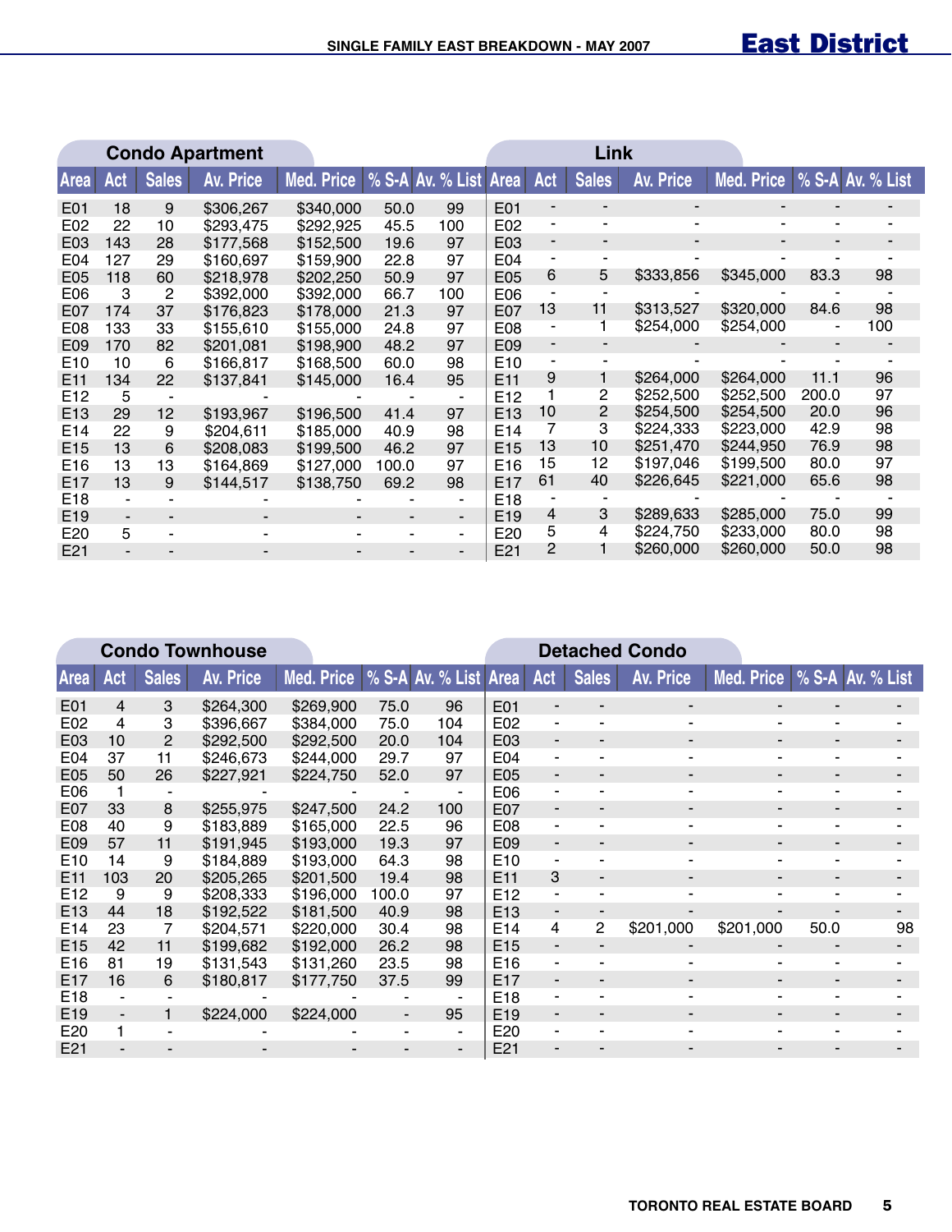# SINGLE FAMILY EAST BREAKDOWN - MAY 2007

## East District

### Condo Apartment

| Area | Act | Sales | Av. Price | Med. Price | % S-A | Av. % List |
|---|---|---|---|---|---|---|
| E01 | 18 | 9 | $306,267 | $340,000 | 50.0 | 99 |
| E02 | 22 | 10 | $293,475 | $292,925 | 45.5 | 100 |
| E03 | 143 | 28 | $177,568 | $152,500 | 19.6 | 97 |
| E04 | 127 | 29 | $160,697 | $159,900 | 22.8 | 97 |
| E05 | 118 | 60 | $218,978 | $202,250 | 50.9 | 97 |
| E06 | 3 | 2 | $392,000 | $392,000 | 66.7 | 100 |
| E07 | 174 | 37 | $176,823 | $178,000 | 21.3 | 97 |
| E08 | 133 | 33 | $155,610 | $155,000 | 24.8 | 97 |
| E09 | 170 | 82 | $201,081 | $198,900 | 48.2 | 97 |
| E10 | 10 | 6 | $166,817 | $168,500 | 60.0 | 98 |
| E11 | 134 | 22 | $137,841 | $145,000 | 16.4 | 95 |
| E12 | 5 | - | - | - | - | - |
| E13 | 29 | 12 | $193,967 | $196,500 | 41.4 | 97 |
| E14 | 22 | 9 | $204,611 | $185,000 | 40.9 | 98 |
| E15 | 13 | 6 | $208,083 | $199,500 | 46.2 | 97 |
| E16 | 13 | 13 | $164,869 | $127,000 | 100.0 | 97 |
| E17 | 13 | 9 | $144,517 | $138,750 | 69.2 | 98 |
| E18 | - | - | - | - | - | - |
| E19 | - | - | - | - | - | - |
| E20 | 5 | - | - | - | - | - |
| E21 | - | - | - | - | - | - |

### Link

| Area | Act | Sales | Av. Price | Med. Price | % S-A | Av. % List |
|---|---|---|---|---|---|---|
| E01 | - | - | - | - | - | - |
| E02 | - | - | - | - | - | - |
| E03 | - | - | - | - | - | - |
| E04 | - | - | - | - | - | - |
| E05 | 6 | 5 | $333,856 | $345,000 | 83.3 | 98 |
| E06 | - | - | - | - | - | - |
| E07 | 13 | 11 | $313,527 | $320,000 | 84.6 | 98 |
| E08 | - | 1 | $254,000 | $254,000 | - | 100 |
| E09 | - | - | - | - | - | - |
| E10 | - | - | - | - | - | - |
| E11 | 9 | 1 | $264,000 | $264,000 | 11.1 | 96 |
| E12 | 1 | 2 | $252,500 | $252,500 | 200.0 | 97 |
| E13 | 10 | 2 | $254,500 | $254,500 | 20.0 | 96 |
| E14 | 7 | 3 | $224,333 | $223,000 | 42.9 | 98 |
| E15 | 13 | 10 | $251,470 | $244,950 | 76.9 | 98 |
| E16 | 15 | 12 | $197,046 | $199,500 | 80.0 | 97 |
| E17 | 61 | 40 | $226,645 | $221,000 | 65.6 | 98 |
| E18 | - | - | - | - | - | - |
| E19 | 4 | 3 | $289,633 | $285,000 | 75.0 | 99 |
| E20 | 5 | 4 | $224,750 | $233,000 | 80.0 | 98 |
| E21 | 2 | 1 | $260,000 | $260,000 | 50.0 | 98 |

### Condo Townhouse

| Area | Act | Sales | Av. Price | Med. Price | % S-A | Av. % List |
|---|---|---|---|---|---|---|
| E01 | 4 | 3 | $264,300 | $269,900 | 75.0 | 96 |
| E02 | 4 | 3 | $396,667 | $384,000 | 75.0 | 104 |
| E03 | 10 | 2 | $292,500 | $292,500 | 20.0 | 104 |
| E04 | 37 | 11 | $246,673 | $244,000 | 29.7 | 97 |
| E05 | 50 | 26 | $227,921 | $224,750 | 52.0 | 97 |
| E06 | 1 | - | - | - | - | - |
| E07 | 33 | 8 | $255,975 | $247,500 | 24.2 | 100 |
| E08 | 40 | 9 | $183,889 | $165,000 | 22.5 | 96 |
| E09 | 57 | 11 | $191,945 | $193,000 | 19.3 | 97 |
| E10 | 14 | 9 | $184,889 | $193,000 | 64.3 | 98 |
| E11 | 103 | 20 | $205,265 | $201,500 | 19.4 | 98 |
| E12 | 9 | 9 | $208,333 | $196,000 | 100.0 | 97 |
| E13 | 44 | 18 | $192,522 | $181,500 | 40.9 | 98 |
| E14 | 23 | 7 | $204,571 | $220,000 | 30.4 | 98 |
| E15 | 42 | 11 | $199,682 | $192,000 | 26.2 | 98 |
| E16 | 81 | 19 | $131,543 | $131,260 | 23.5 | 98 |
| E17 | 16 | 6 | $180,817 | $177,750 | 37.5 | 99 |
| E18 | - | - | - | - | - | - |
| E19 | - | 1 | $224,000 | $224,000 | - | 95 |
| E20 | 1 | - | - | - | - | - |
| E21 | - | - | - | - | - | - |

### Detached Condo

| Area | Act | Sales | Av. Price | Med. Price | % S-A | Av. % List |
|---|---|---|---|---|---|---|
| E01 | - | - | - | - | - | - |
| E02 | - | - | - | - | - | - |
| E03 | - | - | - | - | - | - |
| E04 | - | - | - | - | - | - |
| E05 | - | - | - | - | - | - |
| E06 | - | - | - | - | - | - |
| E07 | - | - | - | - | - | - |
| E08 | - | - | - | - | - | - |
| E09 | - | - | - | - | - | - |
| E10 | - | - | - | - | - | - |
| E11 | 3 | - | - | - | - | - |
| E12 | - | - | - | - | - | - |
| E13 | - | - | - | - | - | - |
| E14 | 4 | 2 | $201,000 | $201,000 | 50.0 | 98 |
| E15 | - | - | - | - | - | - |
| E16 | - | - | - | - | - | - |
| E17 | - | - | - | - | - | - |
| E18 | - | - | - | - | - | - |
| E19 | - | - | - | - | - | - |
| E20 | - | - | - | - | - | - |
| E21 | - | - | - | - | - | - |

TORONTO REAL ESTATE BOARD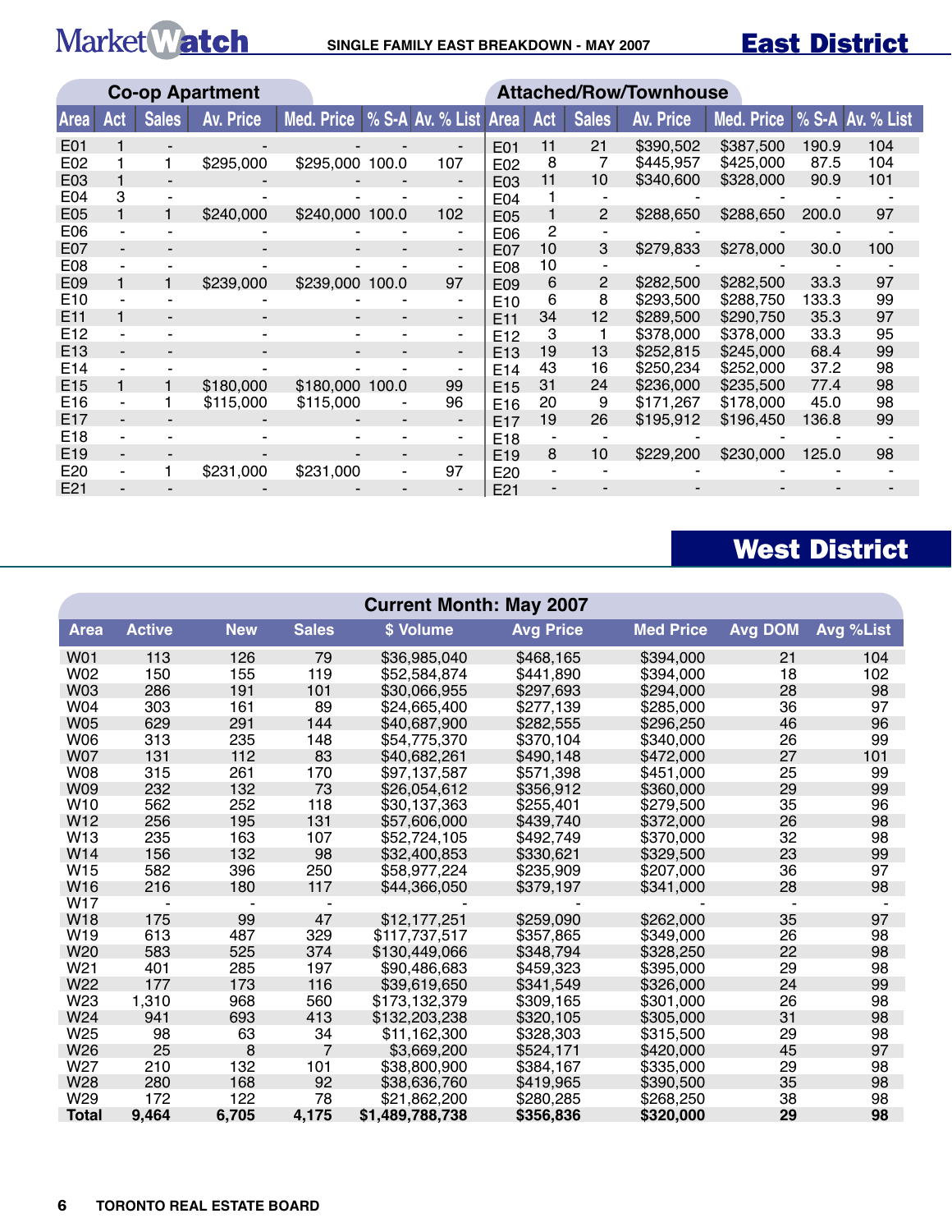# SINGLE FAMILY EAST BREAKDOWN - MAY 2007

## East District

### Co-op Apartment

| Area | Act | Sales | Av. Price | Med. Price | % S-A | Av. % List |
|---|---|---|---|---|---|---|
| E01 | 1 | - | - | - | - | - |
| E02 | 1 | 1 | $295,000 | $295,000 | 100.0 | 107 |
| E03 | 1 | - | - | - | - | - |
| E04 | 3 | - | - | - | - | - |
| E05 | 1 | 1 | $240,000 | $240,000 | 100.0 | 102 |
| E06 | - | - | - | - | - | - |
| E07 | - | - | - | - | - | - |
| E08 | - | - | - | - | - | - |
| E09 | 1 | 1 | $239,000 | $239,000 | 100.0 | 97 |
| E10 | - | - | - | - | - | - |
| E11 | 1 | - | - | - | - | - |
| E12 | - | - | - | - | - | - |
| E13 | - | - | - | - | - | - |
| E14 | - | - | - | - | - | - |
| E15 | 1 | 1 | $180,000 | $180,000 | 100.0 | 99 |
| E16 | - | 1 | $115,000 | $115,000 | - | 96 |
| E17 | - | - | - | - | - | - |
| E18 | - | - | - | - | - | - |
| E19 | - | - | - | - | - | - |
| E20 | - | 1 | $231,000 | $231,000 | - | 97 |
| E21 | - | - | - | - | - | - |

### Attached/Row/Townhouse

| Area | Act | Sales | Av. Price | Med. Price | % S-A | Av. % List |
|---|---|---|---|---|---|---|
| E01 | 11 | 21 | $390,502 | $387,500 | 190.9 | 104 |
| E02 | 8 | 7 | $445,957 | $425,000 | 87.5 | 104 |
| E03 | 11 | 10 | $340,600 | $328,000 | 90.9 | 101 |
| E04 | 1 | - | - | - | - | - |
| E05 | 1 | 2 | $288,650 | $288,650 | 200.0 | 97 |
| E06 | 2 | - | - | - | - | - |
| E07 | 10 | 3 | $279,833 | $278,000 | 30.0 | 100 |
| E08 | 10 | - | - | - | - | - |
| E09 | 6 | 2 | $282,500 | $282,500 | 33.3 | 97 |
| E10 | 6 | 8 | $293,500 | $288,750 | 133.3 | 99 |
| E11 | 34 | 12 | $289,500 | $290,750 | 35.3 | 97 |
| E12 | 3 | 1 | $378,000 | $378,000 | 33.3 | 95 |
| E13 | 19 | 13 | $252,815 | $245,000 | 68.4 | 99 |
| E14 | 43 | 16 | $250,234 | $252,000 | 37.2 | 98 |
| E15 | 31 | 24 | $236,000 | $235,500 | 77.4 | 98 |
| E16 | 20 | 9 | $171,267 | $178,000 | 45.0 | 98 |
| E17 | 19 | 26 | $195,912 | $196,450 | 136.8 | 99 |
| E18 | - | - | - | - | - | - |
| E19 | 8 | 10 | $229,200 | $230,000 | 125.0 | 98 |
| E20 | - | - | - | - | - | - |
| E21 | - | - | - | - | - | - |

## West District

### Current Month: May 2007

| Area | Active | New | Sales | $ Volume | Avg Price | Med Price | Avg DOM | Avg %List |
|---|---|---|---|---|---|---|---|---|
| W01 | 113 | 126 | 79 | $36,985,040 | $468,165 | $394,000 | 21 | 104 |
| W02 | 150 | 155 | 119 | $52,584,874 | $441,890 | $394,000 | 18 | 102 |
| W03 | 286 | 191 | 101 | $30,066,955 | $297,693 | $294,000 | 28 | 98 |
| W04 | 303 | 161 | 89 | $24,665,400 | $277,139 | $285,000 | 36 | 97 |
| W05 | 629 | 291 | 144 | $40,687,900 | $282,555 | $296,250 | 46 | 96 |
| W06 | 313 | 235 | 148 | $54,775,370 | $370,104 | $340,000 | 26 | 99 |
| W07 | 131 | 112 | 83 | $40,682,261 | $490,148 | $472,000 | 27 | 101 |
| W08 | 315 | 261 | 170 | $97,137,587 | $571,398 | $451,000 | 25 | 99 |
| W09 | 232 | 132 | 73 | $26,054,612 | $356,912 | $360,000 | 29 | 99 |
| W10 | 562 | 252 | 118 | $30,137,363 | $255,401 | $279,500 | 35 | 96 |
| W12 | 256 | 195 | 131 | $57,606,000 | $439,740 | $372,000 | 26 | 98 |
| W13 | 235 | 163 | 107 | $52,724,105 | $492,749 | $370,000 | 32 | 98 |
| W14 | 156 | 132 | 98 | $32,400,853 | $330,621 | $329,500 | 23 | 99 |
| W15 | 582 | 396 | 250 | $58,977,224 | $235,909 | $207,000 | 36 | 97 |
| W16 | 216 | 180 | 117 | $44,366,050 | $379,197 | $341,000 | 28 | 98 |
| W17 | - | - | - | - | - | - | - | - |
| W18 | 175 | 99 | 47 | $12,177,251 | $259,090 | $262,000 | 35 | 97 |
| W19 | 613 | 487 | 329 | $117,737,517 | $357,865 | $349,000 | 26 | 98 |
| W20 | 583 | 525 | 374 | $130,449,066 | $348,794 | $328,250 | 22 | 98 |
| W21 | 401 | 285 | 197 | $90,486,683 | $459,323 | $395,000 | 29 | 98 |
| W22 | 177 | 173 | 116 | $39,619,650 | $341,549 | $326,000 | 24 | 99 |
| W23 | 1,310 | 968 | 560 | $173,132,379 | $309,165 | $301,000 | 26 | 98 |
| W24 | 941 | 693 | 413 | $132,203,238 | $320,105 | $305,000 | 31 | 98 |
| W25 | 98 | 63 | 34 | $11,162,300 | $328,303 | $315,500 | 29 | 98 |
| W26 | 25 | 8 | 7 | $3,669,200 | $524,171 | $420,000 | 45 | 97 |
| W27 | 210 | 132 | 101 | $38,800,900 | $384,167 | $335,000 | 29 | 98 |
| W28 | 280 | 168 | 92 | $38,636,760 | $419,965 | $390,500 | 35 | 98 |
| W29 | 172 | 122 | 78 | $21,862,200 | $280,285 | $268,250 | 38 | 98 |
| **Total** | **9,464** | **6,705** | **4,175** | **$1,489,788,738** | **$356,836** | **$320,000** | **29** | **98** |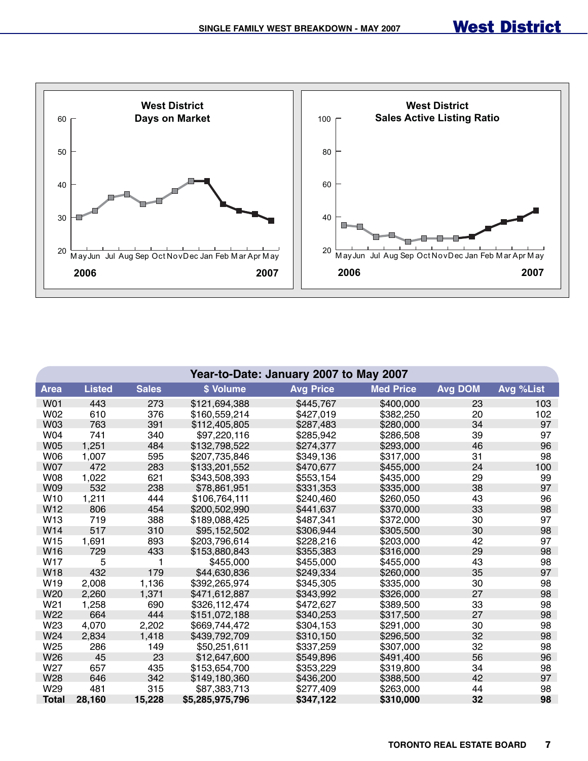# SINGLE FAMILY WEST BREAKDOWN - MAY 2007

## West District

West District Days on Market

West District Sales Active Listing Ratio

| Year-to-Date: January 2007 to May 2007 | | | | | | | |
|---|---|---|---|---|---|---|---|
| **Area** | **Listed** | **Sales** | **$ Volume** | **Avg Price** | **Med Price** | **Avg DOM** | **Avg %List** |
| W01 | 443 | 273 | $121,694,388 | $445,767 | $400,000 | 23 | 103 |
| W02 | 610 | 376 | $160,559,214 | $427,019 | $382,250 | 20 | 102 |
| W03 | 763 | 391 | $112,405,805 | $287,483 | $280,000 | 34 | 97 |
| W04 | 741 | 340 | $97,220,116 | $285,942 | $286,508 | 39 | 97 |
| W05 | 1,251 | 484 | $132,798,522 | $274,377 | $293,000 | 46 | 96 |
| W06 | 1,007 | 595 | $207,735,846 | $349,136 | $317,000 | 31 | 98 |
| W07 | 472 | 283 | $133,201,552 | $470,677 | $455,000 | 24 | 100 |
| W08 | 1,022 | 621 | $343,508,393 | $553,154 | $435,000 | 29 | 99 |
| W09 | 532 | 238 | $78,861,951 | $331,353 | $335,000 | 38 | 97 |
| W10 | 1,211 | 444 | $106,764,111 | $240,460 | $260,050 | 43 | 96 |
| W12 | 806 | 454 | $200,502,990 | $441,637 | $370,000 | 33 | 98 |
| W13 | 719 | 388 | $189,088,425 | $487,341 | $372,000 | 30 | 97 |
| W14 | 517 | 310 | $95,152,502 | $306,944 | $305,500 | 30 | 98 |
| W15 | 1,691 | 893 | $203,796,614 | $228,216 | $203,000 | 42 | 97 |
| W16 | 729 | 433 | $153,880,843 | $355,383 | $316,000 | 29 | 98 |
| W17 | 5 | 1 | $455,000 | $455,000 | $455,000 | 43 | 98 |
| W18 | 432 | 179 | $44,630,836 | $249,334 | $260,000 | 35 | 97 |
| W19 | 2,008 | 1,136 | $392,265,974 | $345,305 | $335,000 | 30 | 98 |
| W20 | 2,260 | 1,371 | $471,612,887 | $343,992 | $326,000 | 27 | 98 |
| W21 | 1,258 | 690 | $326,112,474 | $472,627 | $389,500 | 33 | 98 |
| W22 | 664 | 444 | $151,072,188 | $340,253 | $317,500 | 27 | 98 |
| W23 | 4,070 | 2,202 | $669,744,472 | $304,153 | $291,000 | 30 | 98 |
| W24 | 2,834 | 1,418 | $439,792,709 | $310,150 | $296,500 | 32 | 98 |
| W25 | 286 | 149 | $50,251,611 | $337,259 | $307,000 | 32 | 98 |
| W26 | 45 | 23 | $12,647,600 | $549,896 | $491,400 | 56 | 96 |
| W27 | 657 | 435 | $153,654,700 | $353,229 | $319,800 | 34 | 98 |
| W28 | 646 | 342 | $149,180,360 | $436,200 | $388,500 | 42 | 97 |
| W29 | 481 | 315 | $87,383,713 | $277,409 | $263,000 | 44 | 98 |
| **Total** | **28,160** | **15,228** | **$5,285,975,796** | **$347,122** | **$310,000** | **32** | **98** |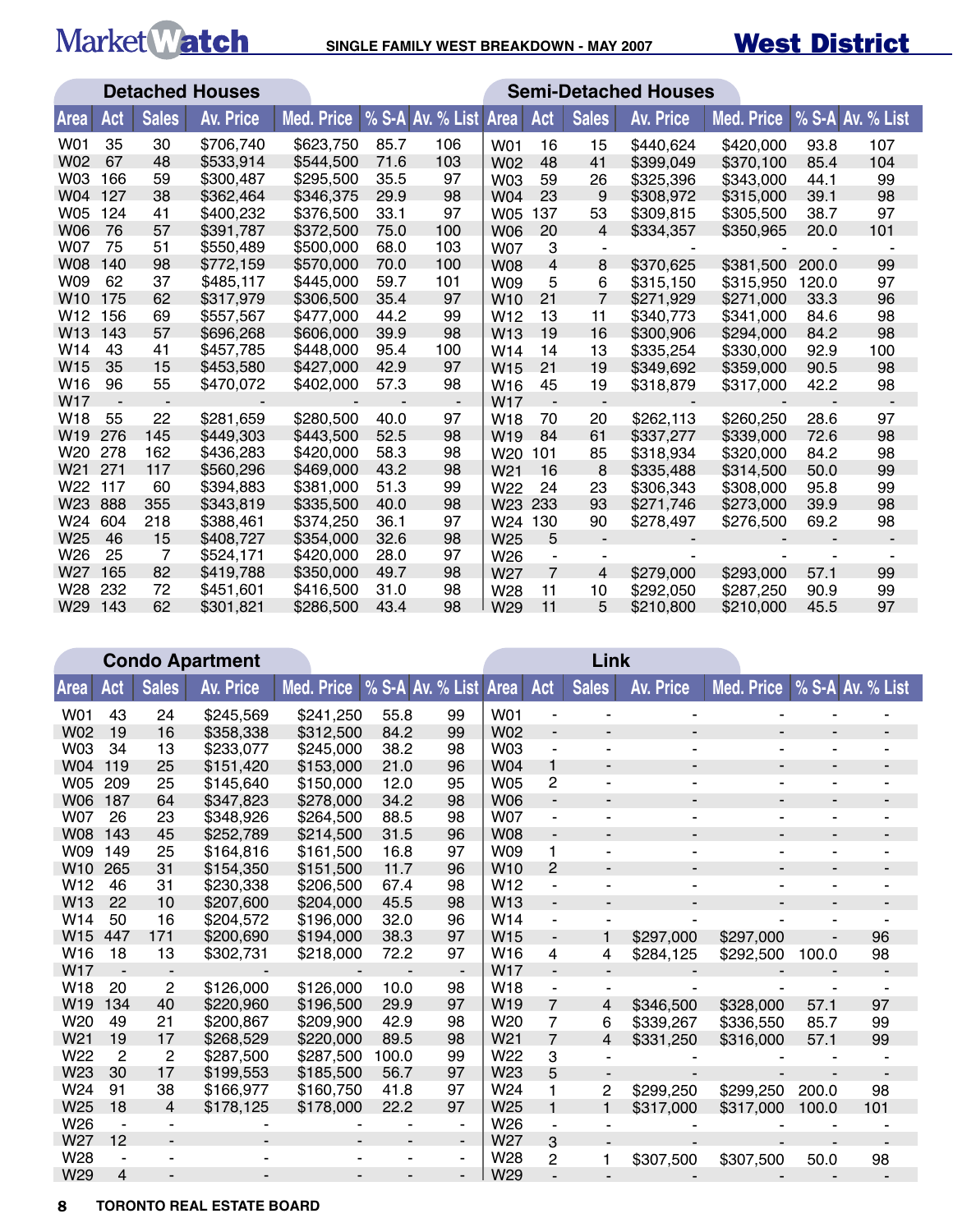# Market Watch

SINGLE FAMILY WEST BREAKDOWN - MAY 2007

## West District

### Detached Houses

| Area | Act | Sales | Av. Price | Med. Price | % S-A | Av. % List |
|---|---|---|---|---|---|---|
| W01 | 35 | 30 | $706,740 | $623,750 | 85.7 | 106 |
| W02 | 67 | 48 | $533,914 | $544,500 | 71.6 | 103 |
| W03 | 166 | 59 | $300,487 | $295,500 | 35.5 | 97 |
| W04 | 127 | 38 | $362,464 | $346,375 | 29.9 | 98 |
| W05 | 124 | 41 | $400,232 | $376,500 | 33.1 | 97 |
| W06 | 76 | 57 | $391,787 | $372,500 | 75.0 | 100 |
| W07 | 75 | 51 | $550,489 | $500,000 | 68.0 | 103 |
| W08 | 140 | 98 | $772,159 | $570,000 | 70.0 | 100 |
| W09 | 62 | 37 | $485,117 | $445,000 | 59.7 | 101 |
| W10 | 175 | 62 | $317,979 | $306,500 | 35.4 | 97 |
| W12 | 156 | 69 | $557,567 | $477,000 | 44.2 | 99 |
| W13 | 143 | 57 | $696,268 | $606,000 | 39.9 | 98 |
| W14 | 43 | 41 | $457,785 | $448,000 | 95.4 | 100 |
| W15 | 35 | 15 | $453,580 | $427,000 | 42.9 | 97 |
| W16 | 96 | 55 | $470,072 | $402,000 | 57.3 | 98 |
| W17 | - | - | - | - | - | - |
| W18 | 55 | 22 | $281,659 | $280,500 | 40.0 | 97 |
| W19 | 276 | 145 | $449,303 | $443,500 | 52.5 | 98 |
| W20 | 278 | 162 | $436,283 | $420,000 | 58.3 | 98 |
| W21 | 271 | 117 | $560,296 | $469,000 | 43.2 | 98 |
| W22 | 117 | 60 | $394,883 | $381,000 | 51.3 | 99 |
| W23 | 888 | 355 | $343,819 | $335,500 | 40.0 | 98 |
| W24 | 604 | 218 | $388,461 | $374,250 | 36.1 | 97 |
| W25 | 46 | 15 | $408,727 | $354,000 | 32.6 | 98 |
| W26 | 25 | 7 | $524,171 | $420,000 | 28.0 | 97 |
| W27 | 165 | 82 | $419,788 | $350,000 | 49.7 | 98 |
| W28 | 232 | 72 | $451,601 | $416,500 | 31.0 | 98 |
| W29 | 143 | 62 | $301,821 | $286,500 | 43.4 | 98 |

### Semi-Detached Houses

| Area | Act | Sales | Av. Price | Med. Price | % S-A | Av. % List |
|---|---|---|---|---|---|---|
| W01 | 16 | 15 | $440,624 | $420,000 | 93.8 | 107 |
| W02 | 48 | 41 | $399,049 | $370,100 | 85.4 | 104 |
| W03 | 59 | 26 | $325,396 | $343,000 | 44.1 | 99 |
| W04 | 23 | 9 | $308,972 | $315,000 | 39.1 | 98 |
| W05 | 137 | 53 | $309,815 | $305,500 | 38.7 | 97 |
| W06 | 20 | 4 | $334,357 | $350,965 | 20.0 | 101 |
| W07 | 3 | - | - | - | - | - |
| W08 | 4 | 8 | $370,625 | $381,500 | 200.0 | 99 |
| W09 | 5 | 6 | $315,150 | $315,950 | 120.0 | 97 |
| W10 | 21 | 7 | $271,929 | $271,000 | 33.3 | 96 |
| W12 | 13 | 11 | $340,773 | $341,000 | 84.6 | 98 |
| W13 | 19 | 16 | $300,906 | $294,000 | 84.2 | 98 |
| W14 | 14 | 13 | $335,254 | $330,000 | 92.9 | 100 |
| W15 | 21 | 19 | $349,692 | $359,000 | 90.5 | 98 |
| W16 | 45 | 19 | $318,879 | $317,000 | 42.2 | 98 |
| W17 | - | - | - | - | - | - |
| W18 | 70 | 20 | $262,113 | $260,250 | 28.6 | 97 |
| W19 | 84 | 61 | $337,277 | $339,000 | 72.6 | 98 |
| W20 | 101 | 85 | $318,934 | $320,000 | 84.2 | 98 |
| W21 | 16 | 8 | $335,488 | $314,500 | 50.0 | 99 |
| W22 | 24 | 23 | $306,343 | $308,000 | 95.8 | 99 |
| W23 | 233 | 93 | $271,746 | $273,000 | 39.9 | 98 |
| W24 | 130 | 90 | $278,497 | $276,500 | 69.2 | 98 |
| W25 | 5 | - | - | - | - | - |
| W26 | - | - | - | - | - | - |
| W27 | 7 | 4 | $279,000 | $293,000 | 57.1 | 99 |
| W28 | 11 | 10 | $292,050 | $287,250 | 90.9 | 99 |
| W29 | 11 | 5 | $210,800 | $210,000 | 45.5 | 97 |

### Condo Apartment

| Area | Act | Sales | Av. Price | Med. Price | % S-A | Av. % List |
|---|---|---|---|---|---|---|
| W01 | 43 | 24 | $245,569 | $241,250 | 55.8 | 99 |
| W02 | 19 | 16 | $358,338 | $312,500 | 84.2 | 99 |
| W03 | 34 | 13 | $233,077 | $245,000 | 38.2 | 98 |
| W04 | 119 | 25 | $151,420 | $153,000 | 21.0 | 96 |
| W05 | 209 | 25 | $145,640 | $150,000 | 12.0 | 95 |
| W06 | 187 | 64 | $347,823 | $278,000 | 34.2 | 98 |
| W07 | 26 | 23 | $348,926 | $264,500 | 88.5 | 98 |
| W08 | 143 | 45 | $252,789 | $214,500 | 31.5 | 96 |
| W09 | 149 | 25 | $164,816 | $161,500 | 16.8 | 97 |
| W10 | 265 | 31 | $154,350 | $151,500 | 11.7 | 96 |
| W12 | 46 | 31 | $230,338 | $206,500 | 67.4 | 98 |
| W13 | 22 | 10 | $207,600 | $204,000 | 45.5 | 98 |
| W14 | 50 | 16 | $204,572 | $196,000 | 32.0 | 96 |
| W15 | 447 | 171 | $200,690 | $194,000 | 38.3 | 97 |
| W16 | 18 | 13 | $302,731 | $218,000 | 72.2 | 97 |
| W17 | - | - | - | - | - | - |
| W18 | 20 | 2 | $126,000 | $126,000 | 10.0 | 98 |
| W19 | 134 | 40 | $220,960 | $196,500 | 29.9 | 97 |
| W20 | 49 | 21 | $200,867 | $209,900 | 42.9 | 98 |
| W21 | 19 | 17 | $268,529 | $220,000 | 89.5 | 98 |
| W22 | 2 | 2 | $287,500 | $287,500 | 100.0 | 99 |
| W23 | 30 | 17 | $199,553 | $185,500 | 56.7 | 97 |
| W24 | 91 | 38 | $166,977 | $160,750 | 41.8 | 97 |
| W25 | 18 | 4 | $178,125 | $178,000 | 22.2 | 97 |
| W26 | - | - | - | - | - | - |
| W27 | 12 | - | - | - | - | - |
| W28 | - | - | - | - | - | - |
| W29 | 4 | - | - | - | - | - |

### Link

| Area | Act | Sales | Av. Price | Med. Price | % S-A | Av. % List |
|---|---|---|---|---|---|---|
| W01 | - | - | - | - | - | - |
| W02 | - | - | - | - | - | - |
| W03 | - | - | - | - | - | - |
| W04 | 1 | - | - | - | - | - |
| W05 | 2 | - | - | - | - | - |
| W06 | - | - | - | - | - | - |
| W07 | - | - | - | - | - | - |
| W08 | - | - | - | - | - | - |
| W09 | 1 | - | - | - | - | - |
| W10 | 2 | - | - | - | - | - |
| W12 | - | - | - | - | - | - |
| W13 | - | - | - | - | - | - |
| W14 | - | - | - | - | - | - |
| W15 | - | 1 | $297,000 | $297,000 | - | 96 |
| W16 | 4 | 4 | $284,125 | $292,500 | 100.0 | 98 |
| W17 | - | - | - | - | - | - |
| W18 | - | - | - | - | - | - |
| W19 | 7 | 4 | $346,500 | $328,000 | 57.1 | 97 |
| W20 | 7 | 6 | $339,267 | $336,550 | 85.7 | 99 |
| W21 | 7 | 4 | $331,250 | $316,000 | 57.1 | 99 |
| W22 | 3 | - | - | - | - | - |
| W23 | 5 | - | - | - | - | - |
| W24 | 1 | 2 | $299,250 | $299,250 | 200.0 | 98 |
| W25 | 1 | 1 | $317,000 | $317,000 | 100.0 | 101 |
| W26 | - | - | - | - | - | - |
| W27 | 3 | - | - | - | - | - |
| W28 | 2 | 1 | $307,500 | $307,500 | 50.0 | 98 |
| W29 | - | - | - | - | - | - |

TORONTO REAL ESTATE BOARD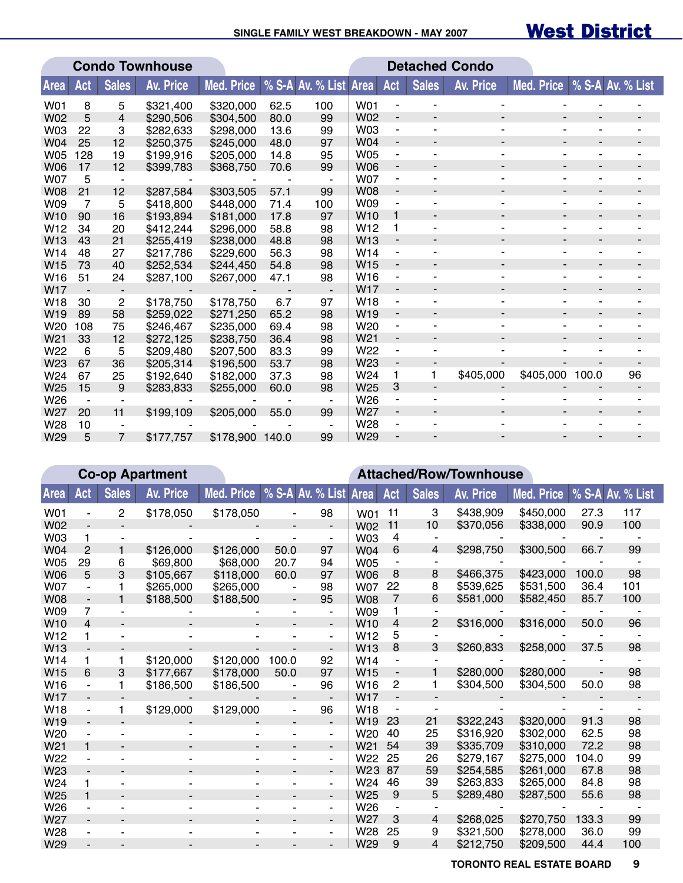## SINGLE FAMILY WEST BREAKDOWN - MAY 2007

# West District

### Condo Townhouse

| Area | Act | Sales | Av. Price | Med. Price | % S-A | Av. % List |
|---|---|---|---|---|---|---|
| W01 | 8 | 5 | $321,400 | $320,000 | 62.5 | 100 |
| W02 | 5 | 4 | $290,506 | $304,500 | 80.0 | 99 |
| W03 | 22 | 3 | $282,633 | $298,000 | 13.6 | 99 |
| W04 | 25 | 12 | $250,375 | $245,000 | 48.0 | 97 |
| W05 | 128 | 19 | $199,916 | $205,000 | 14.8 | 95 |
| W06 | 17 | 12 | $399,783 | $368,750 | 70.6 | 99 |
| W07 | 5 | - | - | - | - | - |
| W08 | 21 | 12 | $287,584 | $303,505 | 57.1 | 99 |
| W09 | 7 | 5 | $418,800 | $448,000 | 71.4 | 100 |
| W10 | 90 | 16 | $193,894 | $181,000 | 17.8 | 97 |
| W12 | 34 | 20 | $412,244 | $296,000 | 58.8 | 98 |
| W13 | 43 | 21 | $255,419 | $238,000 | 48.8 | 98 |
| W14 | 48 | 27 | $217,786 | $229,600 | 56.3 | 98 |
| W15 | 73 | 40 | $252,534 | $244,450 | 54.8 | 98 |
| W16 | 51 | 24 | $287,100 | $267,000 | 47.1 | 98 |
| W17 | - | - | - | - | - | - |
| W18 | 30 | 2 | $178,750 | $178,750 | 6.7 | 97 |
| W19 | 89 | 58 | $259,022 | $271,250 | 65.2 | 98 |
| W20 | 108 | 75 | $246,467 | $235,000 | 69.4 | 98 |
| W21 | 33 | 12 | $272,125 | $238,750 | 36.4 | 98 |
| W22 | 6 | 5 | $209,480 | $207,500 | 83.3 | 99 |
| W23 | 67 | 36 | $205,314 | $196,500 | 53.7 | 98 |
| W24 | 67 | 25 | $192,640 | $182,000 | 37.3 | 98 |
| W25 | 15 | 9 | $283,833 | $255,000 | 60.0 | 98 |
| W26 | - | - | - | - | - | - |
| W27 | 20 | 11 | $199,109 | $205,000 | 55.0 | 99 |
| W28 | 10 | - | - | - | - | - |
| W29 | 5 | 7 | $177,757 | $178,900 | 140.0 | 99 |

### Detached Condo

| Area | Act | Sales | Av. Price | Med. Price | % S-A | Av. % List |
|---|---|---|---|---|---|---|
| W01 | - | - | - | - | - | - |
| W02 | - | - | - | - | - | - |
| W03 | - | - | - | - | - | - |
| W04 | - | - | - | - | - | - |
| W05 | - | - | - | - | - | - |
| W06 | - | - | - | - | - | - |
| W07 | - | - | - | - | - | - |
| W08 | - | - | - | - | - | - |
| W09 | - | - | - | - | - | - |
| W10 | 1 | - | - | - | - | - |
| W12 | 1 | - | - | - | - | - |
| W13 | - | - | - | - | - | - |
| W14 | - | - | - | - | - | - |
| W15 | - | - | - | - | - | - |
| W16 | - | - | - | - | - | - |
| W17 | - | - | - | - | - | - |
| W18 | - | - | - | - | - | - |
| W19 | - | - | - | - | - | - |
| W20 | - | - | - | - | - | - |
| W21 | - | - | - | - | - | - |
| W22 | - | - | - | - | - | - |
| W23 | - | - | - | - | - | - |
| W24 | 1 | 1 | $405,000 | $405,000 | 100.0 | 96 |
| W25 | 3 | - | - | - | - | - |
| W26 | - | - | - | - | - | - |
| W27 | - | - | - | - | - | - |
| W28 | - | - | - | - | - | - |
| W29 | - | - | - | - | - | - |

### Co-op Apartment

| Area | Act | Sales | Av. Price | Med. Price | % S-A | Av. % List |
|---|---|---|---|---|---|---|
| W01 | - | 2 | $178,050 | $178,050 | - | 98 |
| W02 | - | - | - | - | - | - |
| W03 | 1 | - | - | - | - | - |
| W04 | 2 | 1 | $126,000 | $126,000 | 50.0 | 97 |
| W05 | 29 | 6 | $69,800 | $68,000 | 20.7 | 94 |
| W06 | 5 | 3 | $105,667 | $118,000 | 60.0 | 97 |
| W07 | - | 1 | $265,000 | $265,000 | - | 98 |
| W08 | - | 1 | $188,500 | $188,500 | - | 95 |
| W09 | 7 | - | - | - | - | - |
| W10 | 4 | - | - | - | - | - |
| W12 | 1 | - | - | - | - | - |
| W13 | - | - | - | - | - | - |
| W14 | 1 | 1 | $120,000 | $120,000 | 100.0 | 92 |
| W15 | 6 | 3 | $177,667 | $178,000 | 50.0 | 97 |
| W16 | - | 1 | $186,500 | $186,500 | - | 96 |
| W17 | - | - | - | - | - | - |
| W18 | - | 1 | $129,000 | $129,000 | - | 96 |
| W19 | - | - | - | - | - | - |
| W20 | - | - | - | - | - | - |
| W21 | 1 | - | - | - | - | - |
| W22 | - | - | - | - | - | - |
| W23 | - | - | - | - | - | - |
| W24 | 1 | - | - | - | - | - |
| W25 | 1 | - | - | - | - | - |
| W26 | - | - | - | - | - | - |
| W27 | - | - | - | - | - | - |
| W28 | - | - | - | - | - | - |
| W29 | - | - | - | - | - | - |

### Attached/Row/Townhouse

| Area | Act | Sales | Av. Price | Med. Price | % S-A | Av. % List |
|---|---|---|---|---|---|---|
| W01 | 11 | 3 | $438,909 | $450,000 | 27.3 | 117 |
| W02 | 11 | 10 | $370,056 | $338,000 | 90.9 | 100 |
| W03 | 4 | - | - | - | - | - |
| W04 | 6 | 4 | $298,750 | $300,500 | 66.7 | 99 |
| W05 | - | - | - | - | - | - |
| W06 | 8 | 8 | $466,375 | $423,000 | 100.0 | 98 |
| W07 | 22 | 8 | $539,625 | $531,500 | 36.4 | 101 |
| W08 | 7 | 6 | $581,000 | $582,450 | 85.7 | 100 |
| W09 | 1 | - | - | - | - | - |
| W10 | 4 | 2 | $316,000 | $316,000 | 50.0 | 96 |
| W12 | 5 | - | - | - | - | - |
| W13 | 8 | 3 | $260,833 | $258,000 | 37.5 | 98 |
| W14 | - | - | - | - | - | - |
| W15 | - | 1 | $280,000 | $280,000 | - | 98 |
| W16 | 2 | 1 | $304,500 | $304,500 | 50.0 | 98 |
| W17 | - | - | - | - | - | - |
| W18 | - | - | - | - | - | - |
| W19 | 23 | 21 | $322,243 | $320,000 | 91.3 | 98 |
| W20 | 40 | 25 | $316,920 | $302,000 | 62.5 | 98 |
| W21 | 54 | 39 | $335,709 | $310,000 | 72.2 | 98 |
| W22 | 25 | 26 | $279,167 | $275,000 | 104.0 | 99 |
| W23 | 87 | 59 | $254,585 | $261,000 | 67.8 | 98 |
| W24 | 46 | 39 | $263,833 | $265,000 | 84.8 | 98 |
| W25 | 9 | 5 | $289,480 | $287,500 | 55.6 | 98 |
| W26 | - | - | - | - | - | - |
| W27 | 3 | 4 | $268,025 | $270,750 | 133.3 | 99 |
| W28 | 25 | 9 | $321,500 | $278,000 | 36.0 | 99 |
| W29 | 9 | 4 | $212,750 | $209,500 | 44.4 | 100 |

TORONTO REAL ESTATE BOARD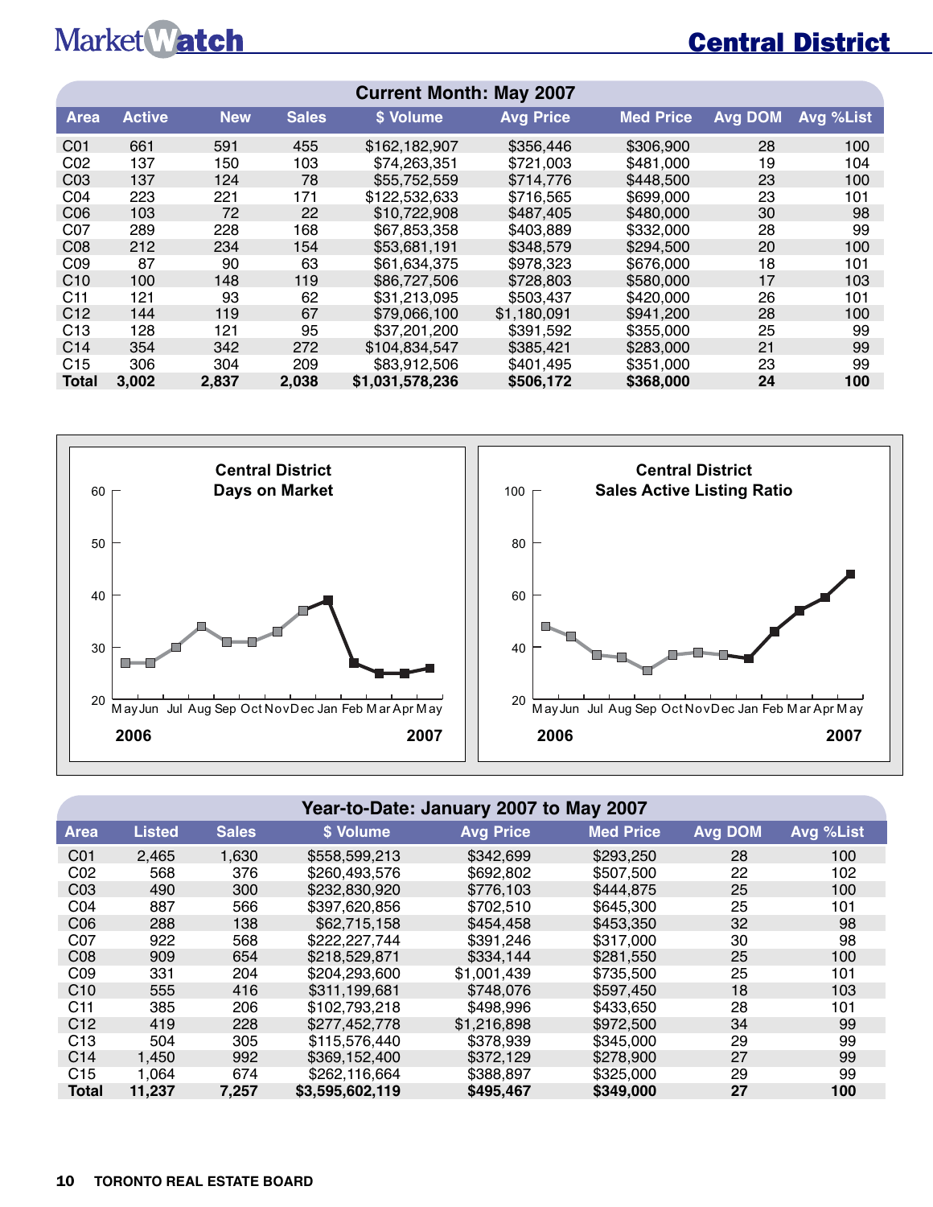# Central District

## Current Month: May 2007

| Area | Active | New | Sales | $ Volume | Avg Price | Med Price | Avg DOM | Avg %List |
|---|---|---|---|---|---|---|---|---|
| C01 | 661 | 591 | 455 | $162,182,907 | $356,446 | $306,900 | 28 | 100 |
| C02 | 137 | 150 | 103 | $74,263,351 | $721,003 | $481,000 | 19 | 104 |
| C03 | 137 | 124 | 78 | $55,752,559 | $714,776 | $448,500 | 23 | 100 |
| C04 | 223 | 221 | 171 | $122,532,633 | $716,565 | $699,000 | 23 | 101 |
| C06 | 103 | 72 | 22 | $10,722,908 | $487,405 | $480,000 | 30 | 98 |
| C07 | 289 | 228 | 168 | $67,853,358 | $403,889 | $332,000 | 28 | 99 |
| C08 | 212 | 234 | 154 | $53,681,191 | $348,579 | $294,500 | 20 | 100 |
| C09 | 87 | 90 | 63 | $61,634,375 | $978,323 | $676,000 | 18 | 101 |
| C10 | 100 | 148 | 119 | $86,727,506 | $728,803 | $580,000 | 17 | 103 |
| C11 | 121 | 93 | 62 | $31,213,095 | $503,437 | $420,000 | 26 | 101 |
| C12 | 144 | 119 | 67 | $79,066,100 | $1,180,091 | $941,200 | 28 | 100 |
| C13 | 128 | 121 | 95 | $37,201,200 | $391,592 | $355,000 | 25 | 99 |
| C14 | 354 | 342 | 272 | $104,834,547 | $385,421 | $283,000 | 21 | 99 |
| C15 | 306 | 304 | 209 | $83,912,506 | $401,495 | $351,000 | 23 | 99 |
| **Total** | **3,002** | **2,837** | **2,038** | **$1,031,578,236** | **$506,172** | **$368,000** | **24** | **100** |

**Central District Days on Market** (May 2006 – May 2007)

**Central District Sales Active Listing Ratio** (May 2006 – May 2007)

## Year-to-Date: January 2007 to May 2007

| Area | Listed | Sales | $ Volume | Avg Price | Med Price | Avg DOM | Avg %List |
|---|---|---|---|---|---|---|---|
| C01 | 2,465 | 1,630 | $558,599,213 | $342,699 | $293,250 | 28 | 100 |
| C02 | 568 | 376 | $260,493,576 | $692,802 | $507,500 | 22 | 102 |
| C03 | 490 | 300 | $232,830,920 | $776,103 | $444,875 | 25 | 100 |
| C04 | 887 | 566 | $397,620,856 | $702,510 | $645,300 | 25 | 101 |
| C06 | 288 | 138 | $62,715,158 | $454,458 | $453,350 | 32 | 98 |
| C07 | 922 | 568 | $222,227,744 | $391,246 | $317,000 | 30 | 98 |
| C08 | 909 | 654 | $218,529,871 | $334,144 | $281,550 | 25 | 100 |
| C09 | 331 | 204 | $204,293,600 | $1,001,439 | $735,500 | 25 | 101 |
| C10 | 555 | 416 | $311,199,681 | $748,076 | $597,450 | 18 | 103 |
| C11 | 385 | 206 | $102,793,218 | $498,996 | $433,650 | 28 | 101 |
| C12 | 419 | 228 | $277,452,778 | $1,216,898 | $972,500 | 34 | 99 |
| C13 | 504 | 305 | $115,576,440 | $378,939 | $345,000 | 29 | 99 |
| C14 | 1,450 | 992 | $369,152,400 | $372,129 | $278,900 | 27 | 99 |
| C15 | 1,064 | 674 | $262,116,664 | $388,897 | $325,000 | 29 | 99 |
| **Total** | **11,237** | **7,257** | **$3,595,602,119** | **$495,467** | **$349,000** | **27** | **100** |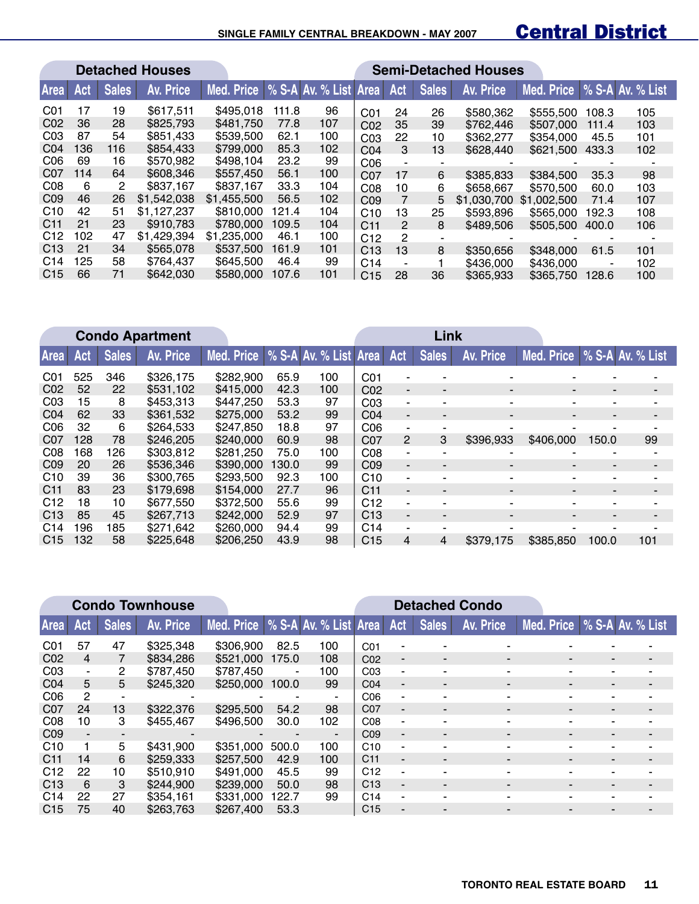# SINGLE FAMILY CENTRAL BREAKDOWN - MAY 2007

## Central District

### Detached Houses

| Area | Act | Sales | Av. Price | Med. Price | % S-A | Av. % List |
|---|---|---|---|---|---|---|
| C01 | 17 | 19 | $617,511 | $495,018 | 111.8 | 96 |
| C02 | 36 | 28 | $825,793 | $481,750 | 77.8 | 107 |
| C03 | 87 | 54 | $851,433 | $539,500 | 62.1 | 100 |
| C04 | 136 | 116 | $854,433 | $799,000 | 85.3 | 102 |
| C06 | 69 | 16 | $570,982 | $498,104 | 23.2 | 99 |
| C07 | 114 | 64 | $608,346 | $557,450 | 56.1 | 100 |
| C08 | 6 | 2 | $837,167 | $837,167 | 33.3 | 104 |
| C09 | 46 | 26 | $1,542,038 | $1,455,500 | 56.5 | 102 |
| C10 | 42 | 51 | $1,127,237 | $810,000 | 121.4 | 104 |
| C11 | 21 | 23 | $910,783 | $780,000 | 109.5 | 104 |
| C12 | 102 | 47 | $1,429,394 | $1,235,000 | 46.1 | 100 |
| C13 | 21 | 34 | $565,078 | $537,500 | 161.9 | 101 |
| C14 | 125 | 58 | $764,437 | $645,500 | 46.4 | 99 |
| C15 | 66 | 71 | $642,030 | $580,000 | 107.6 | 101 |

### Semi-Detached Houses

| Area | Act | Sales | Av. Price | Med. Price | % S-A | Av. % List |
|---|---|---|---|---|---|---|
| C01 | 24 | 26 | $580,362 | $555,500 | 108.3 | 105 |
| C02 | 35 | 39 | $762,446 | $507,000 | 111.4 | 103 |
| C03 | 22 | 10 | $362,277 | $354,000 | 45.5 | 101 |
| C04 | 3 | 13 | $628,440 | $621,500 | 433.3 | 102 |
| C06 | - | - | - | - | - | - |
| C07 | 17 | 6 | $385,833 | $384,500 | 35.3 | 98 |
| C08 | 10 | 6 | $658,667 | $570,500 | 60.0 | 103 |
| C09 | 7 | 5 | $1,030,700 | $1,002,500 | 71.4 | 107 |
| C10 | 13 | 25 | $593,896 | $565,000 | 192.3 | 108 |
| C11 | 2 | 8 | $489,506 | $505,500 | 400.0 | 106 |
| C12 | 2 | - | - | - | - | - |
| C13 | 13 | 8 | $350,656 | $348,000 | 61.5 | 101 |
| C14 | - | 1 | $436,000 | $436,000 | - | 102 |
| C15 | 28 | 36 | $365,933 | $365,750 | 128.6 | 100 |

### Condo Apartment

| Area | Act | Sales | Av. Price | Med. Price | % S-A | Av. % List |
|---|---|---|---|---|---|---|
| C01 | 525 | 346 | $326,175 | $282,900 | 65.9 | 100 |
| C02 | 52 | 22 | $531,102 | $415,000 | 42.3 | 100 |
| C03 | 15 | 8 | $453,313 | $447,250 | 53.3 | 97 |
| C04 | 62 | 33 | $361,532 | $275,000 | 53.2 | 99 |
| C06 | 32 | 6 | $264,533 | $247,850 | 18.8 | 97 |
| C07 | 128 | 78 | $246,205 | $240,000 | 60.9 | 98 |
| C08 | 168 | 126 | $303,812 | $281,250 | 75.0 | 100 |
| C09 | 20 | 26 | $536,346 | $390,000 | 130.0 | 99 |
| C10 | 39 | 36 | $300,765 | $293,500 | 92.3 | 100 |
| C11 | 83 | 23 | $179,698 | $154,000 | 27.7 | 96 |
| C12 | 18 | 10 | $677,550 | $372,500 | 55.6 | 99 |
| C13 | 85 | 45 | $267,713 | $242,000 | 52.9 | 97 |
| C14 | 196 | 185 | $271,642 | $260,000 | 94.4 | 99 |
| C15 | 132 | 58 | $225,648 | $206,250 | 43.9 | 98 |

### Link

| Area | Act | Sales | Av. Price | Med. Price | % S-A | Av. % List |
|---|---|---|---|---|---|---|
| C01 | - | - | - | - | - | - |
| C02 | - | - | - | - | - | - |
| C03 | - | - | - | - | - | - |
| C04 | - | - | - | - | - | - |
| C06 | - | - | - | - | - | - |
| C07 | 2 | 3 | $396,933 | $406,000 | 150.0 | 99 |
| C08 | - | - | - | - | - | - |
| C09 | - | - | - | - | - | - |
| C10 | - | - | - | - | - | - |
| C11 | - | - | - | - | - | - |
| C12 | - | - | - | - | - | - |
| C13 | - | - | - | - | - | - |
| C14 | - | - | - | - | - | - |
| C15 | 4 | 4 | $379,175 | $385,850 | 100.0 | 101 |

### Condo Townhouse

| Area | Act | Sales | Av. Price | Med. Price | % S-A | Av. % List |
|---|---|---|---|---|---|---|
| C01 | 57 | 47 | $325,348 | $306,900 | 82.5 | 100 |
| C02 | 4 | 7 | $834,286 | $521,000 | 175.0 | 108 |
| C03 | - | 2 | $787,450 | $787,450 | - | 100 |
| C04 | 5 | 5 | $245,320 | $250,000 | 100.0 | 99 |
| C06 | 2 | - | - | - | - | - |
| C07 | 24 | 13 | $322,376 | $295,500 | 54.2 | 98 |
| C08 | 10 | 3 | $455,467 | $496,500 | 30.0 | 102 |
| C09 | - | - | - | - | - | - |
| C10 | 1 | 5 | $431,900 | $351,000 | 500.0 | 100 |
| C11 | 14 | 6 | $259,333 | $257,500 | 42.9 | 100 |
| C12 | 22 | 10 | $510,910 | $491,000 | 45.5 | 99 |
| C13 | 6 | 3 | $244,900 | $239,000 | 50.0 | 98 |
| C14 | 22 | 27 | $354,161 | $331,000 | 122.7 | 99 |
| C15 | 75 | 40 | $263,763 | $267,400 | 53.3 | |

### Detached Condo

| Area | Act | Sales | Av. Price | Med. Price | % S-A | Av. % List |
|---|---|---|---|---|---|---|
| C01 | - | - | - | - | - | - |
| C02 | - | - | - | - | - | - |
| C03 | - | - | - | - | - | - |
| C04 | - | - | - | - | - | - |
| C06 | - | - | - | - | - | - |
| C07 | - | - | - | - | - | - |
| C08 | - | - | - | - | - | - |
| C09 | - | - | - | - | - | - |
| C10 | - | - | - | - | - | - |
| C11 | - | - | - | - | - | - |
| C12 | - | - | - | - | - | - |
| C13 | - | - | - | - | - | - |
| C14 | - | - | - | - | - | - |
| C15 | - | - | - | - | - | - |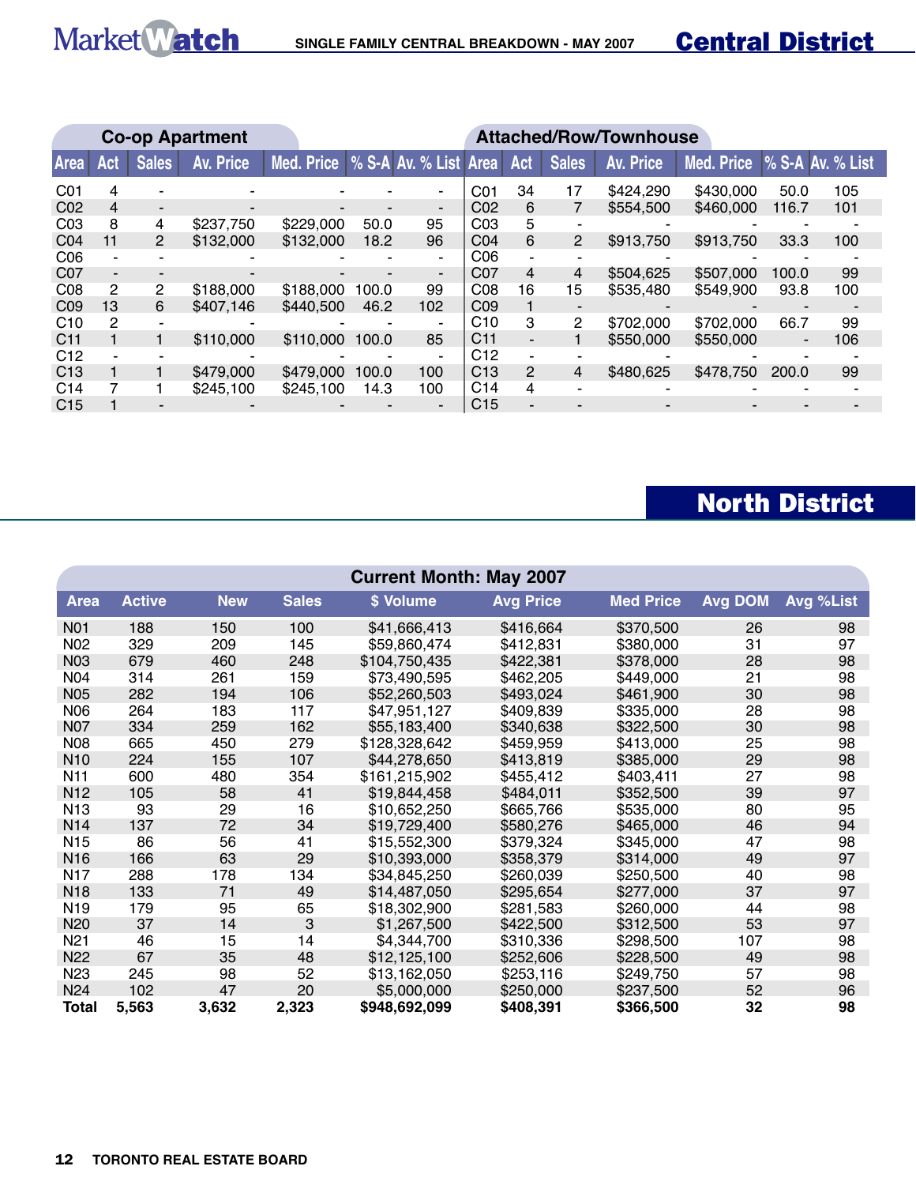## SINGLE FAMILY CENTRAL BREAKDOWN - MAY 2007

## Central District

| Co-op Apartment | | | | | | | Attached/Row/Townhouse | | | | | | |
|---|---|---|---|---|---|---|---|---|---|---|---|---|---|
| Area | Act | Sales | Av. Price | Med. Price | % S-A | Av. % List | Area | Act | Sales | Av. Price | Med. Price | % S-A | Av. % List |
| C01 | 4 | - | - | - | - | - | C01 | 34 | 17 | $424,290 | $430,000 | 50.0 | 105 |
| C02 | 4 | - | - | - | - | - | C02 | 6 | 7 | $554,500 | $460,000 | 116.7 | 101 |
| C03 | 8 | 4 | $237,750 | $229,000 | 50.0 | 95 | C03 | 5 | - | - | - | - | - |
| C04 | 11 | 2 | $132,000 | $132,000 | 18.2 | 96 | C04 | 6 | 2 | $913,750 | $913,750 | 33.3 | 100 |
| C06 | - | - | - | - | - | - | C06 | - | - | - | - | - | - |
| C07 | - | - | - | - | - | - | C07 | 4 | 4 | $504,625 | $507,000 | 100.0 | 99 |
| C08 | 2 | 2 | $188,000 | $188,000 | 100.0 | 99 | C08 | 16 | 15 | $535,480 | $549,900 | 93.8 | 100 |
| C09 | 13 | 6 | $407,146 | $440,500 | 46.2 | 102 | C09 | 1 | - | - | - | - | - |
| C10 | 2 | - | - | - | - | - | C10 | 3 | 2 | $702,000 | $702,000 | 66.7 | 99 |
| C11 | 1 | 1 | $110,000 | $110,000 | 100.0 | 85 | C11 | - | 1 | $550,000 | $550,000 | - | 106 |
| C12 | - | - | - | - | - | - | C12 | - | - | - | - | - | - |
| C13 | 1 | 1 | $479,000 | $479,000 | 100.0 | 100 | C13 | 2 | 4 | $480,625 | $478,750 | 200.0 | 99 |
| C14 | 7 | 1 | $245,100 | $245,100 | 14.3 | 100 | C14 | 4 | - | - | - | - | - |
| C15 | 1 | - | - | - | - | - | C15 | - | - | - | - | - | - |

## North District

| Current Month: May 2007 | | | | | | | | |
|---|---|---|---|---|---|---|---|---|
| Area | Active | New | Sales | $ Volume | Avg Price | Med Price | Avg DOM | Avg %List |
| N01 | 188 | 150 | 100 | $41,666,413 | $416,664 | $370,500 | 26 | 98 |
| N02 | 329 | 209 | 145 | $59,860,474 | $412,831 | $380,000 | 31 | 97 |
| N03 | 679 | 460 | 248 | $104,750,435 | $422,381 | $378,000 | 28 | 98 |
| N04 | 314 | 261 | 159 | $73,490,595 | $462,205 | $449,000 | 21 | 98 |
| N05 | 282 | 194 | 106 | $52,260,503 | $493,024 | $461,900 | 30 | 98 |
| N06 | 264 | 183 | 117 | $47,951,127 | $409,839 | $335,000 | 28 | 98 |
| N07 | 334 | 259 | 162 | $55,183,400 | $340,638 | $322,500 | 30 | 98 |
| N08 | 665 | 450 | 279 | $128,328,642 | $459,959 | $413,000 | 25 | 98 |
| N10 | 224 | 155 | 107 | $44,278,650 | $413,819 | $385,000 | 29 | 98 |
| N11 | 600 | 480 | 354 | $161,215,902 | $455,412 | $403,411 | 27 | 98 |
| N12 | 105 | 58 | 41 | $19,844,458 | $484,011 | $352,500 | 39 | 97 |
| N13 | 93 | 29 | 16 | $10,652,250 | $665,766 | $535,000 | 80 | 95 |
| N14 | 137 | 72 | 34 | $19,729,400 | $580,276 | $465,000 | 46 | 94 |
| N15 | 86 | 56 | 41 | $15,552,300 | $379,324 | $345,000 | 47 | 98 |
| N16 | 166 | 63 | 29 | $10,393,000 | $358,379 | $314,000 | 49 | 97 |
| N17 | 288 | 178 | 134 | $34,845,250 | $260,039 | $250,500 | 40 | 98 |
| N18 | 133 | 71 | 49 | $14,487,050 | $295,654 | $277,000 | 37 | 97 |
| N19 | 179 | 95 | 65 | $18,302,900 | $281,583 | $260,000 | 44 | 98 |
| N20 | 37 | 14 | 3 | $1,267,500 | $422,500 | $312,500 | 53 | 97 |
| N21 | 46 | 15 | 14 | $4,344,700 | $310,336 | $298,500 | 107 | 98 |
| N22 | 67 | 35 | 48 | $12,125,100 | $252,606 | $228,500 | 49 | 98 |
| N23 | 245 | 98 | 52 | $13,162,050 | $253,116 | $249,750 | 57 | 98 |
| N24 | 102 | 47 | 20 | $5,000,000 | $250,000 | $237,500 | 52 | 96 |
| **Total** | **5,563** | **3,632** | **2,323** | **$948,692,099** | **$408,391** | **$366,500** | **32** | **98** |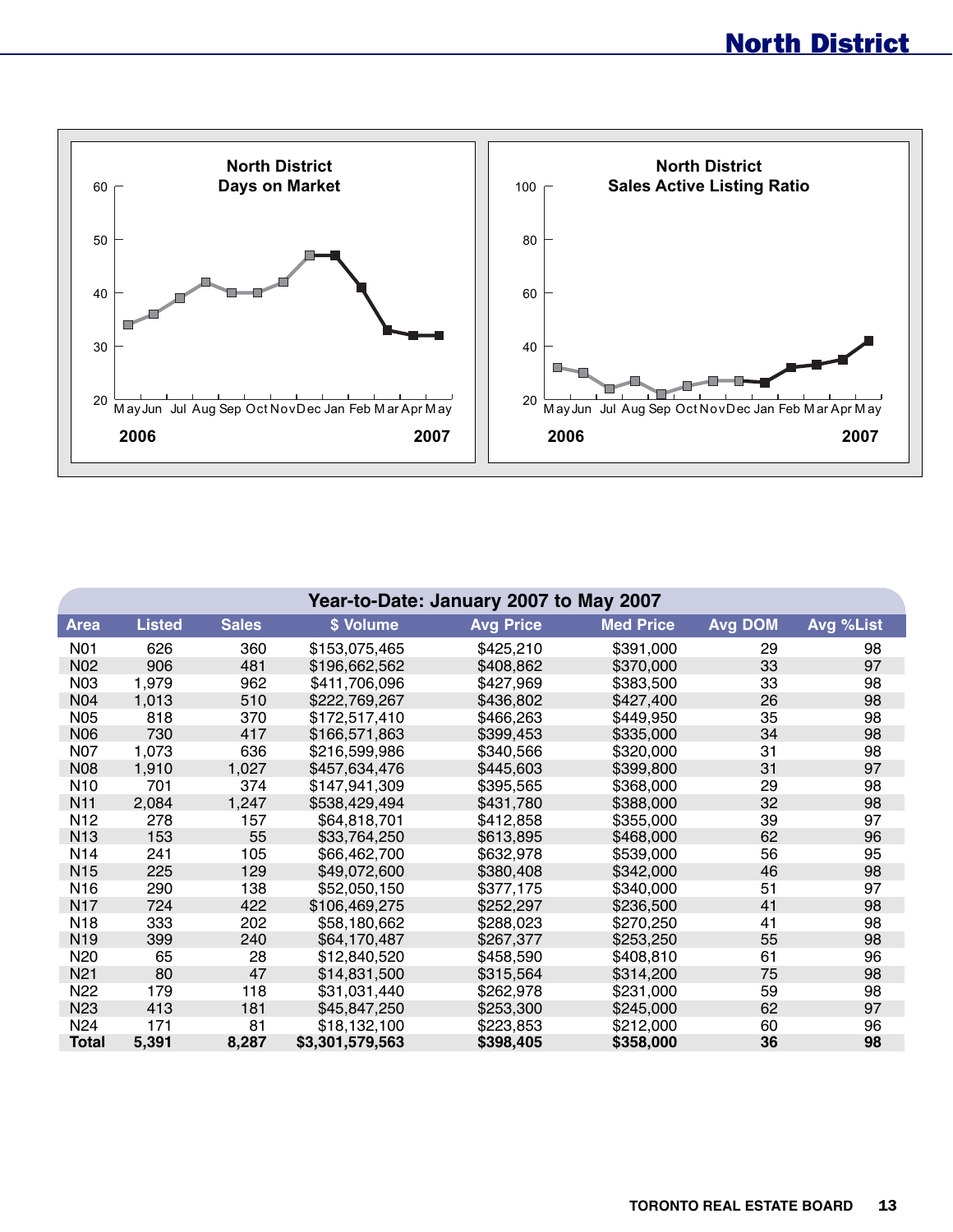# North District

North District
Days on Market

North District
Sales Active Listing Ratio

| Year-to-Date: January 2007 to May 2007 | | | | | | | |
|---|---|---|---|---|---|---|---|
| **Area** | **Listed** | **Sales** | **$ Volume** | **Avg Price** | **Med Price** | **Avg DOM** | **Avg %List** |
| N01 | 626 | 360 | $153,075,465 | $425,210 | $391,000 | 29 | 98 |
| N02 | 906 | 481 | $196,662,562 | $408,862 | $370,000 | 33 | 97 |
| N03 | 1,979 | 962 | $411,706,096 | $427,969 | $383,500 | 33 | 98 |
| N04 | 1,013 | 510 | $222,769,267 | $436,802 | $427,400 | 26 | 98 |
| N05 | 818 | 370 | $172,517,410 | $466,263 | $449,950 | 35 | 98 |
| N06 | 730 | 417 | $166,571,863 | $399,453 | $335,000 | 34 | 98 |
| N07 | 1,073 | 636 | $216,599,986 | $340,566 | $320,000 | 31 | 98 |
| N08 | 1,910 | 1,027 | $457,634,476 | $445,603 | $399,800 | 31 | 97 |
| N10 | 701 | 374 | $147,941,309 | $395,565 | $368,000 | 29 | 98 |
| N11 | 2,084 | 1,247 | $538,429,494 | $431,780 | $388,000 | 32 | 98 |
| N12 | 278 | 157 | $64,818,701 | $412,858 | $355,000 | 39 | 97 |
| N13 | 153 | 55 | $33,764,250 | $613,895 | $468,000 | 62 | 96 |
| N14 | 241 | 105 | $66,462,700 | $632,978 | $539,000 | 56 | 95 |
| N15 | 225 | 129 | $49,072,600 | $380,408 | $342,000 | 46 | 98 |
| N16 | 290 | 138 | $52,050,150 | $377,175 | $340,000 | 51 | 97 |
| N17 | 724 | 422 | $106,469,275 | $252,297 | $236,500 | 41 | 98 |
| N18 | 333 | 202 | $58,180,662 | $288,023 | $270,250 | 41 | 98 |
| N19 | 399 | 240 | $64,170,487 | $267,377 | $253,250 | 55 | 98 |
| N20 | 65 | 28 | $12,840,520 | $458,590 | $408,810 | 61 | 96 |
| N21 | 80 | 47 | $14,831,500 | $315,564 | $314,200 | 75 | 98 |
| N22 | 179 | 118 | $31,031,440 | $262,978 | $231,000 | 59 | 98 |
| N23 | 413 | 181 | $45,847,250 | $253,300 | $245,000 | 62 | 97 |
| N24 | 171 | 81 | $18,132,100 | $223,853 | $212,000 | 60 | 96 |
| **Total** | **5,391** | **8,287** | **$3,301,579,563** | **$398,405** | **$358,000** | **36** | **98** |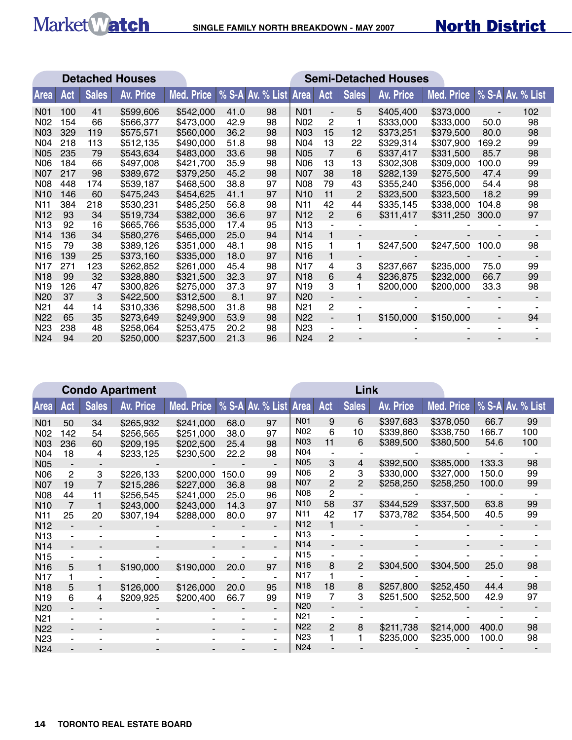# MarketWatch — SINGLE FAMILY NORTH BREAKDOWN - MAY 2007 — North District

## Detached Houses

| Area | Act | Sales | Av. Price | Med. Price | % S-A | Av. % List |
|---|---|---|---|---|---|---|
| N01 | 100 | 41 | $599,606 | $542,000 | 41.0 | 98 |
| N02 | 154 | 66 | $566,377 | $473,000 | 42.9 | 98 |
| N03 | 329 | 119 | $575,571 | $560,000 | 36.2 | 98 |
| N04 | 218 | 113 | $512,135 | $490,000 | 51.8 | 98 |
| N05 | 235 | 79 | $543,634 | $483,000 | 33.6 | 98 |
| N06 | 184 | 66 | $497,008 | $421,700 | 35.9 | 98 |
| N07 | 217 | 98 | $389,672 | $379,250 | 45.2 | 98 |
| N08 | 448 | 174 | $539,187 | $468,500 | 38.8 | 97 |
| N10 | 146 | 60 | $475,243 | $454,625 | 41.1 | 97 |
| N11 | 384 | 218 | $530,231 | $485,250 | 56.8 | 98 |
| N12 | 93 | 34 | $519,734 | $382,000 | 36.6 | 97 |
| N13 | 92 | 16 | $665,766 | $535,000 | 17.4 | 95 |
| N14 | 136 | 34 | $580,276 | $465,000 | 25.0 | 94 |
| N15 | 79 | 38 | $389,126 | $351,000 | 48.1 | 98 |
| N16 | 139 | 25 | $373,160 | $335,000 | 18.0 | 97 |
| N17 | 271 | 123 | $262,852 | $261,000 | 45.4 | 98 |
| N18 | 99 | 32 | $328,880 | $321,500 | 32.3 | 97 |
| N19 | 126 | 47 | $300,826 | $275,000 | 37.3 | 97 |
| N20 | 37 | 3 | $422,500 | $312,500 | 8.1 | 97 |
| N21 | 44 | 14 | $310,336 | $298,500 | 31.8 | 98 |
| N22 | 65 | 35 | $273,649 | $249,900 | 53.9 | 98 |
| N23 | 238 | 48 | $258,064 | $253,475 | 20.2 | 98 |
| N24 | 94 | 20 | $250,000 | $237,500 | 21.3 | 96 |

## Semi-Detached Houses

| Area | Act | Sales | Av. Price | Med. Price | % S-A | Av. % List |
|---|---|---|---|---|---|---|
| N01 | - | 5 | $405,400 | $373,000 | - | 102 |
| N02 | 2 | 1 | $333,000 | $333,000 | 50.0 | 98 |
| N03 | 15 | 12 | $373,251 | $379,500 | 80.0 | 98 |
| N04 | 13 | 22 | $329,314 | $307,900 | 169.2 | 99 |
| N05 | 7 | 6 | $337,417 | $331,500 | 85.7 | 98 |
| N06 | 13 | 13 | $302,308 | $309,000 | 100.0 | 99 |
| N07 | 38 | 18 | $282,139 | $275,500 | 47.4 | 99 |
| N08 | 79 | 43 | $355,240 | $356,000 | 54.4 | 98 |
| N10 | 11 | 2 | $323,500 | $323,500 | 18.2 | 99 |
| N11 | 42 | 44 | $335,145 | $338,000 | 104.8 | 98 |
| N12 | 2 | 6 | $311,417 | $311,250 | 300.0 | 97 |
| N13 | - | - | - | - | - | - |
| N14 | 1 | - | - | - | - | - |
| N15 | 1 | 1 | $247,500 | $247,500 | 100.0 | 98 |
| N16 | 1 | - | - | - | - | - |
| N17 | 4 | 3 | $237,667 | $235,000 | 75.0 | 99 |
| N18 | 6 | 4 | $236,875 | $232,000 | 66.7 | 99 |
| N19 | 3 | 1 | $200,000 | $200,000 | 33.3 | 98 |
| N20 | - | - | - | - | - | - |
| N21 | 2 | - | - | - | - | - |
| N22 | - | 1 | $150,000 | $150,000 | - | 94 |
| N23 | - | - | - | - | - | - |
| N24 | 2 | - | - | - | - | - |

## Condo Apartment

| Area | Act | Sales | Av. Price | Med. Price | % S-A | Av. % List |
|---|---|---|---|---|---|---|
| N01 | 50 | 34 | $265,932 | $241,000 | 68.0 | 97 |
| N02 | 142 | 54 | $256,565 | $251,000 | 38.0 | 97 |
| N03 | 236 | 60 | $209,195 | $202,500 | 25.4 | 98 |
| N04 | 18 | 4 | $233,125 | $230,500 | 22.2 | 98 |
| N05 | - | - | - | - | - | - |
| N06 | 2 | 3 | $226,133 | $200,000 | 150.0 | 99 |
| N07 | 19 | 7 | $215,286 | $227,000 | 36.8 | 98 |
| N08 | 44 | 11 | $256,545 | $241,000 | 25.0 | 96 |
| N10 | 7 | 1 | $243,000 | $243,000 | 14.3 | 97 |
| N11 | 25 | 20 | $307,194 | $288,000 | 80.0 | 97 |
| N12 | - | - | - | - | - | - |
| N13 | - | - | - | - | - | - |
| N14 | - | - | - | - | - | - |
| N15 | - | - | - | - | - | - |
| N16 | 5 | 1 | $190,000 | $190,000 | 20.0 | 97 |
| N17 | 1 | - | - | - | - | - |
| N18 | 5 | 1 | $126,000 | $126,000 | 20.0 | 95 |
| N19 | 6 | 4 | $209,925 | $200,400 | 66.7 | 99 |
| N20 | - | - | - | - | - | - |
| N21 | - | - | - | - | - | - |
| N22 | - | - | - | - | - | - |
| N23 | - | - | - | - | - | - |
| N24 | - | - | - | - | - | - |

## Link

| Area | Act | Sales | Av. Price | Med. Price | % S-A | Av. % List |
|---|---|---|---|---|---|---|
| N01 | 9 | 6 | $397,683 | $378,050 | 66.7 | 99 |
| N02 | 6 | 10 | $339,860 | $338,750 | 166.7 | 100 |
| N03 | 11 | 6 | $389,500 | $380,500 | 54.6 | 100 |
| N04 | - | - | - | - | - | - |
| N05 | 3 | 4 | $392,500 | $385,000 | 133.3 | 98 |
| N06 | 2 | 3 | $330,000 | $327,000 | 150.0 | 99 |
| N07 | 2 | 2 | $258,250 | $258,250 | 100.0 | 99 |
| N08 | 2 | - | - | - | - | - |
| N10 | 58 | 37 | $344,529 | $337,500 | 63.8 | 99 |
| N11 | 42 | 17 | $373,782 | $354,500 | 40.5 | 99 |
| N12 | 1 | - | - | - | - | - |
| N13 | - | - | - | - | - | - |
| N14 | - | - | - | - | - | - |
| N15 | - | - | - | - | - | - |
| N16 | 8 | 2 | $304,500 | $304,500 | 25.0 | 98 |
| N17 | 1 | - | - | - | - | - |
| N18 | 18 | 8 | $257,800 | $252,450 | 44.4 | 98 |
| N19 | 7 | 3 | $251,500 | $252,500 | 42.9 | 97 |
| N20 | - | - | - | - | - | - |
| N21 | - | - | - | - | - | - |
| N22 | 2 | 8 | $211,738 | $214,000 | 400.0 | 98 |
| N23 | 1 | 1 | $235,000 | $235,000 | 100.0 | 98 |
| N24 | - | - | - | - | - | - |

TORONTO REAL ESTATE BOARD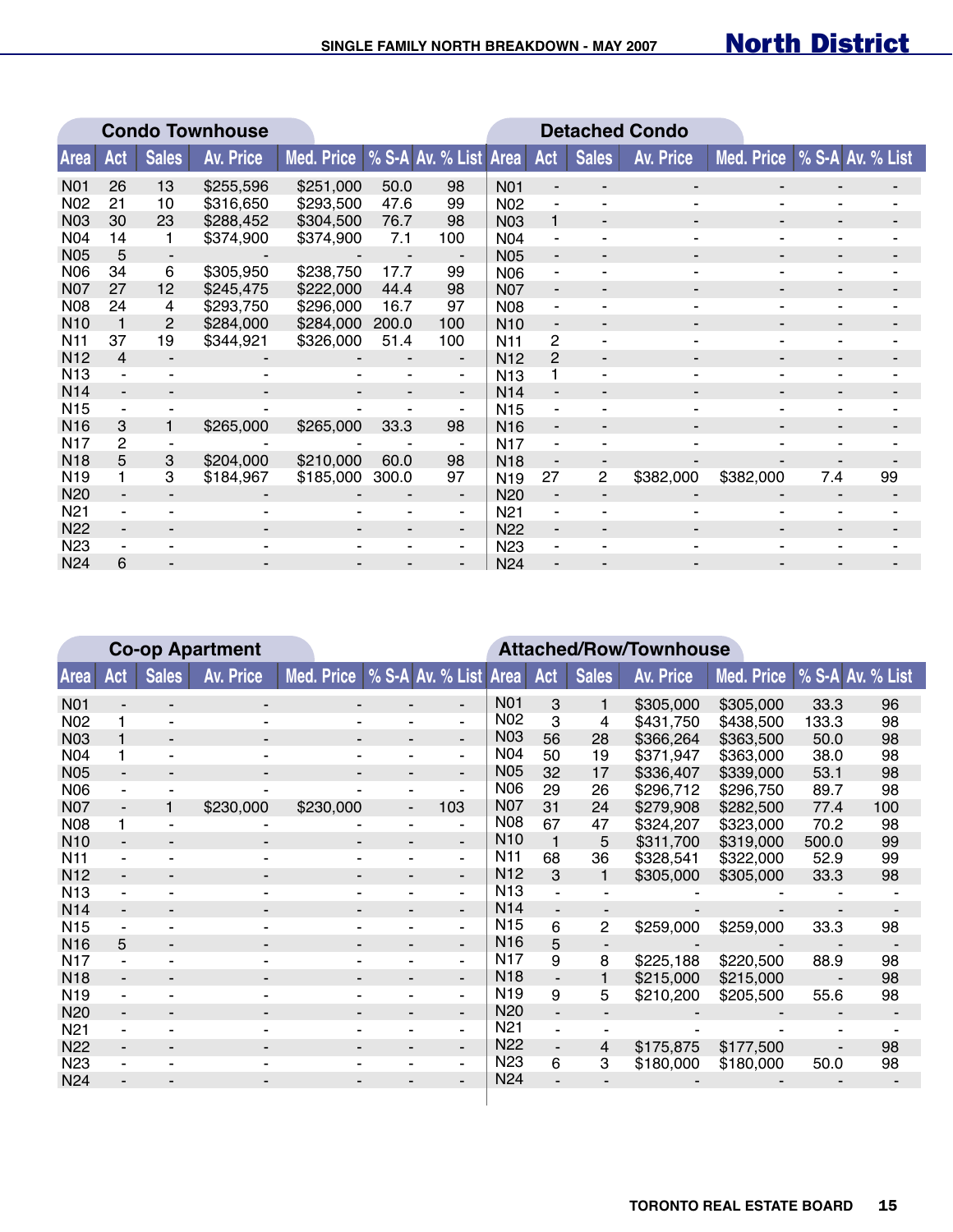# SINGLE FAMILY NORTH BREAKDOWN - MAY 2007

## North District

### Condo Townhouse

| Area | Act | Sales | Av. Price | Med. Price | % S-A | Av. % List |
|---|---|---|---|---|---|---|
| N01 | 26 | 13 | $255,596 | $251,000 | 50.0 | 98 |
| N02 | 21 | 10 | $316,650 | $293,500 | 47.6 | 99 |
| N03 | 30 | 23 | $288,452 | $304,500 | 76.7 | 98 |
| N04 | 14 | 1 | $374,900 | $374,900 | 7.1 | 100 |
| N05 | 5 | - | - | - | - | - |
| N06 | 34 | 6 | $305,950 | $238,750 | 17.7 | 99 |
| N07 | 27 | 12 | $245,475 | $222,000 | 44.4 | 98 |
| N08 | 24 | 4 | $293,750 | $296,000 | 16.7 | 97 |
| N10 | 1 | 2 | $284,000 | $284,000 | 200.0 | 100 |
| N11 | 37 | 19 | $344,921 | $326,000 | 51.4 | 100 |
| N12 | 4 | - | - | - | - | - |
| N13 | - | - | - | - | - | - |
| N14 | - | - | - | - | - | - |
| N15 | - | - | - | - | - | - |
| N16 | 3 | 1 | $265,000 | $265,000 | 33.3 | 98 |
| N17 | 2 | - | - | - | - | - |
| N18 | 5 | 3 | $204,000 | $210,000 | 60.0 | 98 |
| N19 | 1 | 3 | $184,967 | $185,000 | 300.0 | 97 |
| N20 | - | - | - | - | - | - |
| N21 | - | - | - | - | - | - |
| N22 | - | - | - | - | - | - |
| N23 | - | - | - | - | - | - |
| N24 | 6 | - | - | - | - | - |

### Detached Condo

| Area | Act | Sales | Av. Price | Med. Price | % S-A | Av. % List |
|---|---|---|---|---|---|---|
| N01 | - | - | - | - | - | - |
| N02 | - | - | - | - | - | - |
| N03 | 1 | - | - | - | - | - |
| N04 | - | - | - | - | - | - |
| N05 | - | - | - | - | - | - |
| N06 | - | - | - | - | - | - |
| N07 | - | - | - | - | - | - |
| N08 | - | - | - | - | - | - |
| N10 | - | - | - | - | - | - |
| N11 | 2 | - | - | - | - | - |
| N12 | 2 | - | - | - | - | - |
| N13 | 1 | - | - | - | - | - |
| N14 | - | - | - | - | - | - |
| N15 | - | - | - | - | - | - |
| N16 | - | - | - | - | - | - |
| N17 | - | - | - | - | - | - |
| N18 | - | - | - | - | - | - |
| N19 | 27 | 2 | $382,000 | $382,000 | 7.4 | 99 |
| N20 | - | - | - | - | - | - |
| N21 | - | - | - | - | - | - |
| N22 | - | - | - | - | - | - |
| N23 | - | - | - | - | - | - |
| N24 | - | - | - | - | - | - |

### Co-op Apartment

| Area | Act | Sales | Av. Price | Med. Price | % S-A | Av. % List |
|---|---|---|---|---|---|---|
| N01 | - | - | - | - | - | - |
| N02 | 1 | - | - | - | - | - |
| N03 | 1 | - | - | - | - | - |
| N04 | 1 | - | - | - | - | - |
| N05 | - | - | - | - | - | - |
| N06 | - | - | - | - | - | - |
| N07 | - | 1 | $230,000 | $230,000 | - | 103 |
| N08 | 1 | - | - | - | - | - |
| N10 | - | - | - | - | - | - |
| N11 | - | - | - | - | - | - |
| N12 | - | - | - | - | - | - |
| N13 | - | - | - | - | - | - |
| N14 | - | - | - | - | - | - |
| N15 | - | - | - | - | - | - |
| N16 | 5 | - | - | - | - | - |
| N17 | - | - | - | - | - | - |
| N18 | - | - | - | - | - | - |
| N19 | - | - | - | - | - | - |
| N20 | - | - | - | - | - | - |
| N21 | - | - | - | - | - | - |
| N22 | - | - | - | - | - | - |
| N23 | - | - | - | - | - | - |
| N24 | - | - | - | - | - | - |

### Attached/Row/Townhouse

| Area | Act | Sales | Av. Price | Med. Price | % S-A | Av. % List |
|---|---|---|---|---|---|---|
| N01 | 3 | 1 | $305,000 | $305,000 | 33.3 | 96 |
| N02 | 3 | 4 | $431,750 | $438,500 | 133.3 | 98 |
| N03 | 56 | 28 | $366,264 | $363,500 | 50.0 | 98 |
| N04 | 50 | 19 | $371,947 | $363,000 | 38.0 | 98 |
| N05 | 32 | 17 | $336,407 | $339,000 | 53.1 | 98 |
| N06 | 29 | 26 | $296,712 | $296,750 | 89.7 | 98 |
| N07 | 31 | 24 | $279,908 | $282,500 | 77.4 | 100 |
| N08 | 67 | 47 | $324,207 | $323,000 | 70.2 | 98 |
| N10 | 1 | 5 | $311,700 | $319,000 | 500.0 | 99 |
| N11 | 68 | 36 | $328,541 | $322,000 | 52.9 | 99 |
| N12 | 3 | 1 | $305,000 | $305,000 | 33.3 | 98 |
| N13 | - | - | - | - | - | - |
| N14 | - | - | - | - | - | - |
| N15 | 6 | 2 | $259,000 | $259,000 | 33.3 | 98 |
| N16 | 5 | - | - | - | - | - |
| N17 | 9 | 8 | $225,188 | $220,500 | 88.9 | 98 |
| N18 | - | 1 | $215,000 | $215,000 | - | 98 |
| N19 | 9 | 5 | $210,200 | $205,500 | 55.6 | 98 |
| N20 | - | - | - | - | - | - |
| N21 | - | - | - | - | - | - |
| N22 | - | 4 | $175,875 | $177,500 | - | 98 |
| N23 | 6 | 3 | $180,000 | $180,000 | 50.0 | 98 |
| N24 | - | - | - | - | - | - |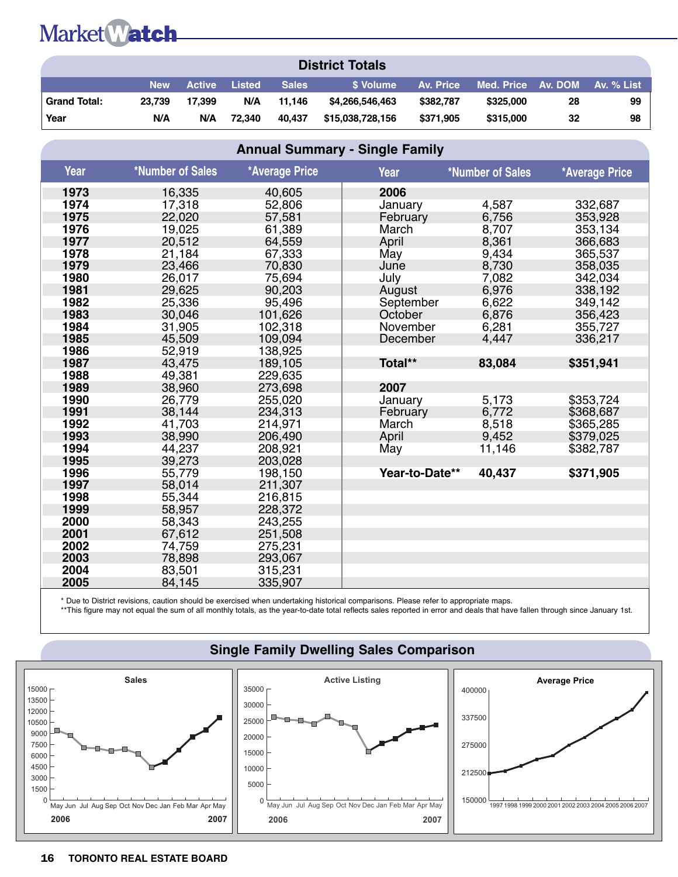# MarketWatch

## District Totals

| | New | Active | Listed | Sales | $ Volume | Av. Price | Med. Price | Av. DOM | Av. % List |
|---|---|---|---|---|---|---|---|---|---|
| Grand Total: | 23,739 | 17,399 | N/A | 11,146 | $4,266,546,463 | $382,787 | $325,000 | 28 | 99 |
| Year | N/A | N/A | 72,340 | 40,437 | $15,038,728,156 | $371,905 | $315,000 | 32 | 98 |

## Annual Summary - Single Family

| Year | *Number of Sales | *Average Price |
|---|---|---|
| 1973 | 16,335 | 40,605 |
| 1974 | 17,318 | 52,806 |
| 1975 | 22,020 | 57,581 |
| 1976 | 19,025 | 61,389 |
| 1977 | 20,512 | 64,559 |
| 1978 | 21,184 | 67,333 |
| 1979 | 23,466 | 70,830 |
| 1980 | 26,017 | 75,694 |
| 1981 | 29,625 | 90,203 |
| 1982 | 25,336 | 95,496 |
| 1983 | 30,046 | 101,626 |
| 1984 | 31,905 | 102,318 |
| 1985 | 45,509 | 109,094 |
| 1986 | 52,919 | 138,925 |
| 1987 | 43,475 | 189,105 |
| 1988 | 49,381 | 229,635 |
| 1989 | 38,960 | 273,698 |
| 1990 | 26,779 | 255,020 |
| 1991 | 38,144 | 234,313 |
| 1992 | 41,703 | 214,971 |
| 1993 | 38,990 | 206,490 |
| 1994 | 44,237 | 208,921 |
| 1995 | 39,273 | 203,028 |
| 1996 | 55,779 | 198,150 |
| 1997 | 58,014 | 211,307 |
| 1998 | 55,344 | 216,815 |
| 1999 | 58,957 | 228,372 |
| 2000 | 58,343 | 243,255 |
| 2001 | 67,612 | 251,508 |
| 2002 | 74,759 | 275,231 |
| 2003 | 78,898 | 293,067 |
| 2004 | 83,501 | 315,231 |
| 2005 | 84,145 | 335,907 |

| Year | *Number of Sales | *Average Price |
|---|---|---|
| **2006** | | |
| January | 4,587 | 332,687 |
| February | 6,756 | 353,928 |
| March | 8,707 | 353,134 |
| April | 8,361 | 366,683 |
| May | 9,434 | 365,537 |
| June | 8,730 | 358,035 |
| July | 7,082 | 342,034 |
| August | 6,976 | 338,192 |
| September | 6,622 | 349,142 |
| October | 6,876 | 356,423 |
| November | 6,281 | 355,727 |
| December | 4,447 | 336,217 |
| **Total**** | **83,084** | **$351,941** |
| **2007** | | |
| January | 5,173 | $353,724 |
| February | 6,772 | $368,687 |
| March | 8,518 | $365,285 |
| April | 9,452 | $379,025 |
| May | 11,146 | $382,787 |
| **Year-to-Date**** | **40,437** | **$371,905** |

* Due to District revisions, caution should be exercised when undertaking historical comparisons. Please refer to appropriate maps.
**This figure may not equal the sum of all monthly totals, as the year-to-date total reflects sales reported in error and deals that have fallen through since January 1st.

## Single Family Dwelling Sales Comparison

Sales
15000
13500
12000
10500
9000
7500
6000
4500
3000
1500
0
May Jun Jul Aug Sep Oct Nov Dec Jan Feb Mar Apr May
2006 2007

Active Listing
35000
30000
25000
20000
15000
10000
5000
0
May Jun Jul Aug Sep Oct Nov Dec Jan Feb Mar Apr May
2006 2007

Average Price
400000
337500
275000
212500
150000
1997 1998 1999 2000 2001 2002 2003 2004 2005 2006 2007

TORONTO REAL ESTATE BOARD